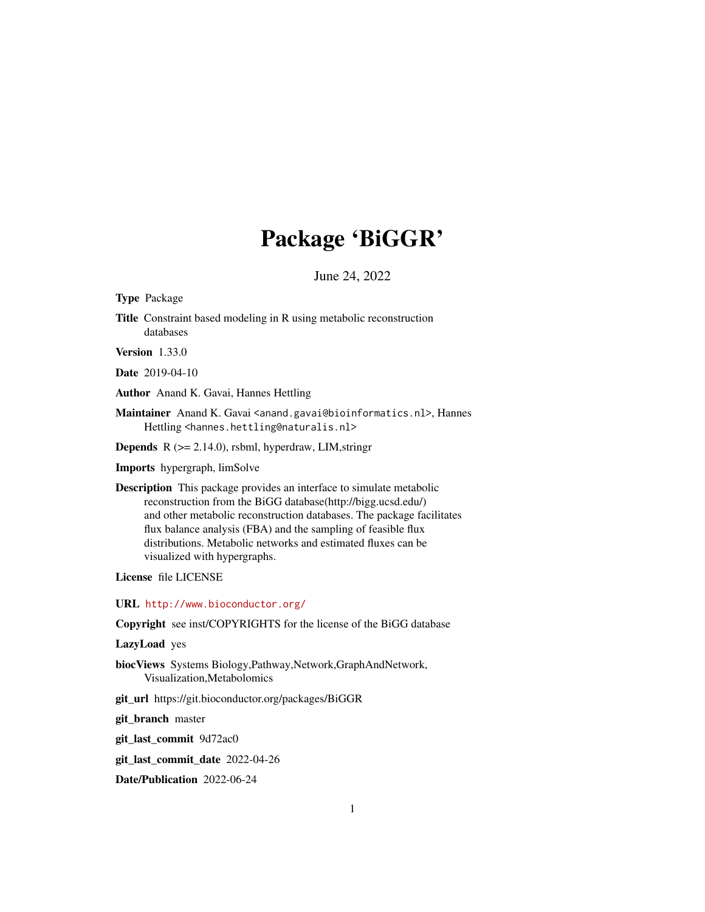# Package 'BiGGR'

June 24, 2022

**Type** Package

**Title** Constraint based modeling in R using metabolic reconstruction databases

**Version** 1.33.0

**Date** 2019-04-10

**Author** Anand K. Gavai, Hannes Hettling

**Maintainer** Anand K. Gavai <anand.gavai@bioinformatics.nl>, Hannes Hettling <hannes.hettling@naturalis.nl>

**Depends** R (>= 2.14.0), rsbml, hyperdraw, LIM,stringr

**Imports** hypergraph, limSolve

**Description** This package provides an interface to simulate metabolic reconstruction from the BiGG database(http://bigg.ucsd.edu/) and other metabolic reconstruction databases. The package facilitates flux balance analysis (FBA) and the sampling of feasible flux distributions. Metabolic networks and estimated fluxes can be visualized with hypergraphs.

**License** file LICENSE

**URL** http://www.bioconductor.org/

**Copyright** see inst/COPYRIGHTS for the license of the BiGG database

**LazyLoad** yes

**biocViews** Systems Biology,Pathway,Network,GraphAndNetwork, Visualization,Metabolomics

**git_url** https://git.bioconductor.org/packages/BiGGR

**git_branch** master

**git_last_commit** 9d72ac0

**git_last_commit_date** 2022-04-26

**Date/Publication** 2022-06-24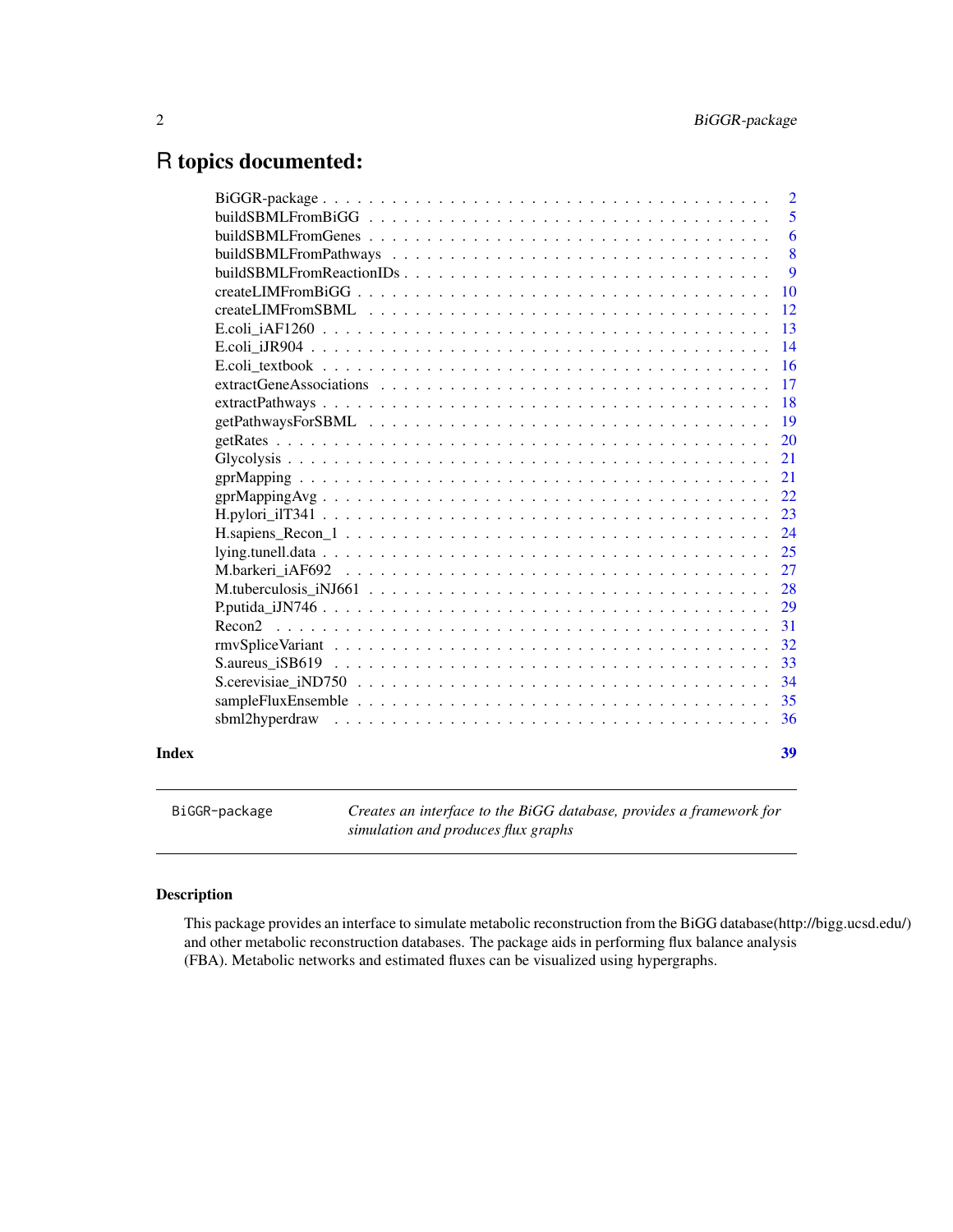# R topics documented:

| | |
|---|---|
| BiGGR-package | 2 |
| buildSBMLFromBiGG | 5 |
| buildSBMLFromGenes | 6 |
| buildSBMLFromPathways | 8 |
| buildSBMLFromReactionIDs | 9 |
| createLIMFromBiGG | 10 |
| createLIMFromSBML | 12 |
| E.coli_iAF1260 | 13 |
| E.coli_iJR904 | 14 |
| E.coli_textbook | 16 |
| extractGeneAssociations | 17 |
| extractPathways | 18 |
| getPathwaysForSBML | 19 |
| getRates | 20 |
| Glycolysis | 21 |
| gprMapping | 21 |
| gprMappingAvg | 22 |
| H.pylori_ilT341 | 23 |
| H.sapiens_Recon_1 | 24 |
| lying.tunell.data | 25 |
| M.barkeri_iAF692 | 27 |
| M.tuberculosis_iNJ661 | 28 |
| P.putida_iJN746 | 29 |
| Recon2 | 31 |
| rmvSpliceVariant | 32 |
| S.aureus_iSB619 | 33 |
| S.cerevisiae_iND750 | 34 |
| sampleFluxEnsemble | 35 |
| sbml2hyperdraw | 36 |

**Index** **39**

---

BiGGR-package — *Creates an interface to the BiGG database, provides a framework for simulation and produces flux graphs*

---

### Description

This package provides an interface to simulate metabolic reconstruction from the BiGG database(http://bigg.ucsd.edu/) and other metabolic reconstruction databases. The package aids in performing flux balance analysis (FBA). Metabolic networks and estimated fluxes can be visualized using hypergraphs.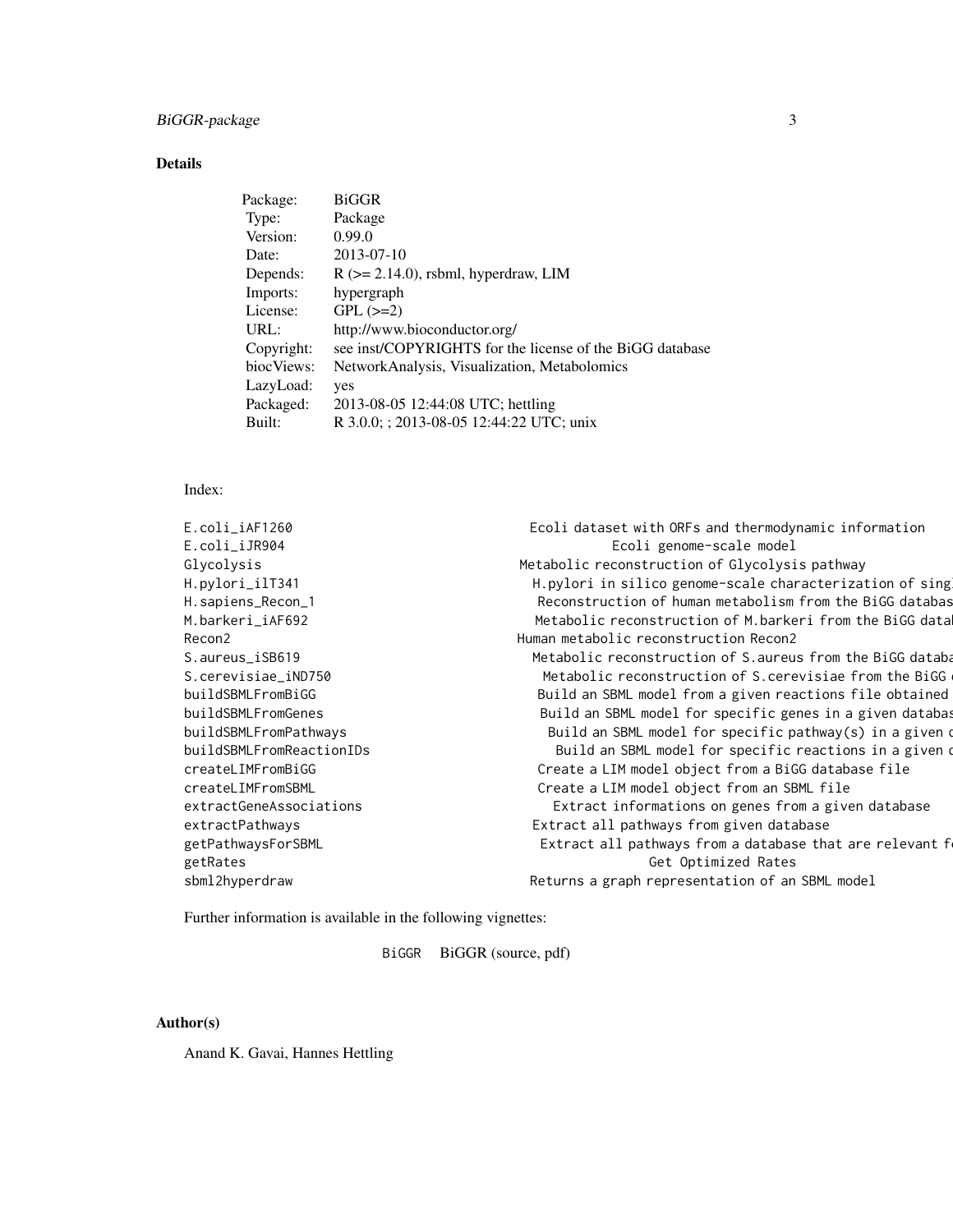## Details

| Package: | BiGGR |
| --- | --- |
| Type: | Package |
| Version: | 0.99.0 |
| Date: | 2013-07-10 |
| Depends: | R (>= 2.14.0), rsbml, hyperdraw, LIM |
| Imports: | hypergraph |
| License: | GPL (>=2) |
| URL: | http://www.bioconductor.org/ |
| Copyright: | see inst/COPYRIGHTS for the license of the BiGG database |
| biocViews: | NetworkAnalysis, Visualization, Metabolomics |
| LazyLoad: | yes |
| Packaged: | 2013-08-05 12:44:08 UTC; hettling |
| Built: | R 3.0.0; ; 2013-08-05 12:44:22 UTC; unix |

Index:

```
E.coli_iAF1260                Ecoli dataset with ORFs and thermodynamic information
E.coli_iJR904                 Ecoli genome-scale model
Glycolysis                    Metabolic reconstruction of Glycolysis pathway
H.pylori_ilT341               H.pylori in silico genome-scale characterization of singl
H.sapiens_Recon_1             Reconstruction of human metabolism from the BiGG databas
M.barkeri_iAF692              Metabolic reconstruction of M.barkeri from the BiGG datab
Recon2                        Human metabolic reconstruction Recon2
S.aureus_iSB619               Metabolic reconstruction of S.aureus from the BiGG databa
S.cerevisiae_iND750           Metabolic reconstruction of S.cerevisiae from the BiGG d
buildSBMLFromBiGG             Build an SBML model from a given reactions file obtained
buildSBMLFromGenes            Build an SBML model for specific genes in a given databas
buildSBMLFromPathways         Build an SBML model for specific pathway(s) in a given d
buildSBMLFromReactionIDs      Build an SBML model for specific reactions in a given d
createLIMFromBiGG             Create a LIM model object from a BiGG database file
createLIMFromSBML             Create a LIM model object from an SBML file
extractGeneAssociations       Extract informations on genes from a given database
extractPathways               Extract all pathways from given database
getPathwaysForSBML            Extract all pathways from a database that are relevant fo
getRates                      Get Optimized Rates
sbml2hyperdraw                Returns a graph representation of an SBML model
```

Further information is available in the following vignettes:

| BiGGR | BiGGR (source, pdf) |
| --- | --- |

## Author(s)

Anand K. Gavai, Hannes Hettling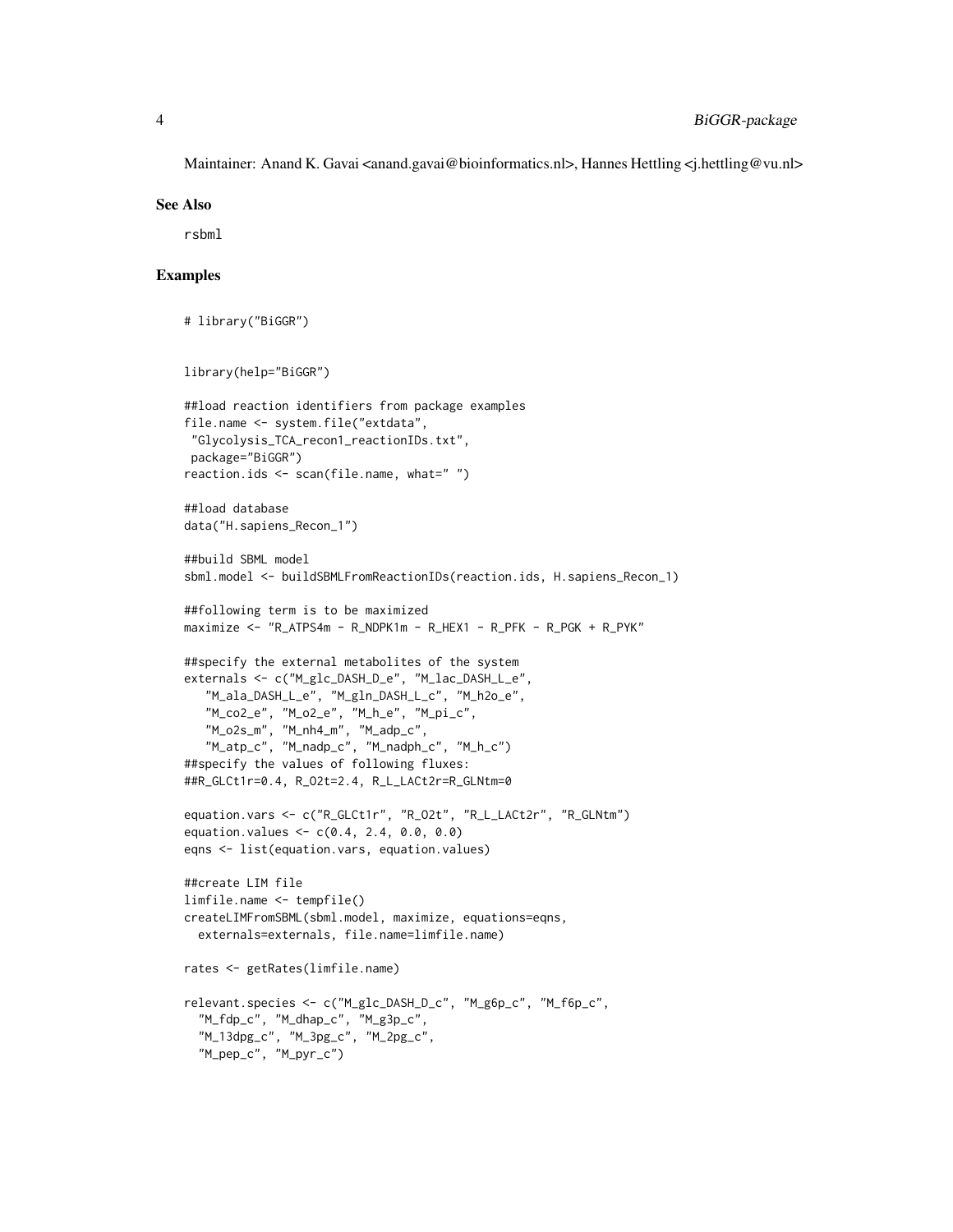Maintainer: Anand K. Gavai <anand.gavai@bioinformatics.nl>, Hannes Hettling <j.hettling@vu.nl>

## See Also

rsbml

## Examples

```
# library("BiGGR")


library(help="BiGGR")

##load reaction identifiers from package examples
file.name <- system.file("extdata",
 "Glycolysis_TCA_recon1_reactionIDs.txt",
 package="BiGGR")
reaction.ids <- scan(file.name, what=" ")

##load database
data("H.sapiens_Recon_1")

##build SBML model
sbml.model <- buildSBMLFromReactionIDs(reaction.ids, H.sapiens_Recon_1)

##following term is to be maximized
maximize <- "R_ATPS4m - R_NDPK1m - R_HEX1 - R_PFK - R_PGK + R_PYK"

##specify the external metabolites of the system
externals <- c("M_glc_DASH_D_e", "M_lac_DASH_L_e",
   "M_ala_DASH_L_e", "M_gln_DASH_L_c", "M_h2o_e",
   "M_co2_e", "M_o2_e", "M_h_e", "M_pi_c",
   "M_o2s_m", "M_nh4_m", "M_adp_c",
   "M_atp_c", "M_nadp_c", "M_nadph_c", "M_h_c")
##specify the values of following fluxes:
##R_GLCt1r=0.4, R_O2t=2.4, R_L_LACt2r=R_GLNtm=0

equation.vars <- c("R_GLCt1r", "R_O2t", "R_L_LACt2r", "R_GLNtm")
equation.values <- c(0.4, 2.4, 0.0, 0.0)
eqns <- list(equation.vars, equation.values)

##create LIM file
limfile.name <- tempfile()
createLIMFromSBML(sbml.model, maximize, equations=eqns,
  externals=externals, file.name=limfile.name)

rates <- getRates(limfile.name)

relevant.species <- c("M_glc_DASH_D_c", "M_g6p_c", "M_f6p_c",
  "M_fdp_c", "M_dhap_c", "M_g3p_c",
  "M_13dpg_c", "M_3pg_c", "M_2pg_c",
  "M_pep_c", "M_pyr_c")
```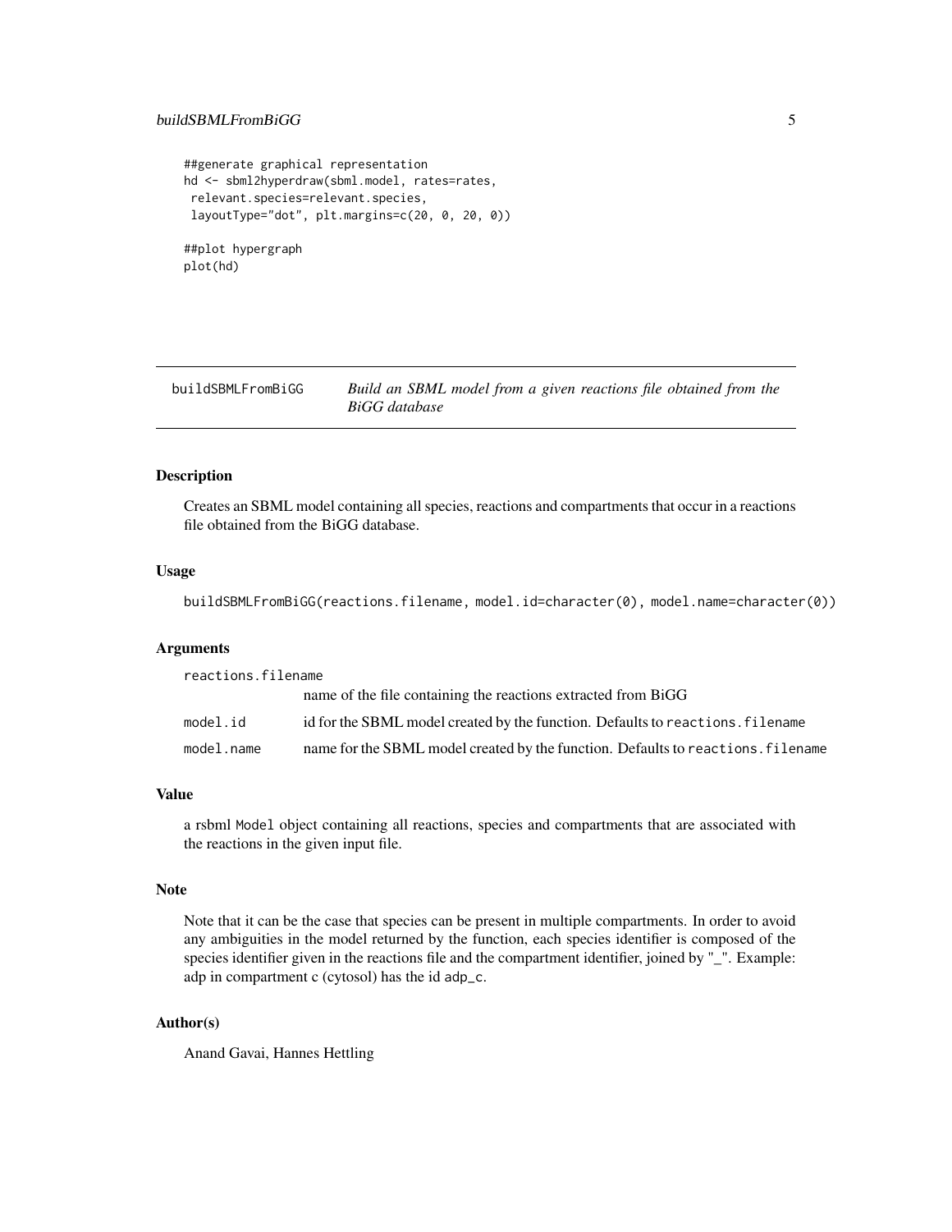```
##generate graphical representation
hd <- sbml2hyperdraw(sbml.model, rates=rates,
 relevant.species=relevant.species,
 layoutType="dot", plt.margins=c(20, 0, 20, 0))

##plot hypergraph
plot(hd)
```

---

## buildSBMLFromBiGG — *Build an SBML model from a given reactions file obtained from the BiGG database*

---

### Description

Creates an SBML model containing all species, reactions and compartments that occur in a reactions file obtained from the BiGG database.

### Usage

```
buildSBMLFromBiGG(reactions.filename, model.id=character(0), model.name=character(0))
```

### Arguments

| | |
|---|---|
| `reactions.filename` | name of the file containing the reactions extracted from BiGG |
| `model.id` | id for the SBML model created by the function. Defaults to `reactions.filename` |
| `model.name` | name for the SBML model created by the function. Defaults to `reactions.filename` |

### Value

a rsbml `Model` object containing all reactions, species and compartments that are associated with the reactions in the given input file.

### Note

Note that it can be the case that species can be present in multiple compartments. In order to avoid any ambiguities in the model returned by the function, each species identifier is composed of the species identifier given in the reactions file and the compartment identifier, joined by "_". Example: adp in compartment c (cytosol) has the id `adp_c`.

### Author(s)

Anand Gavai, Hannes Hettling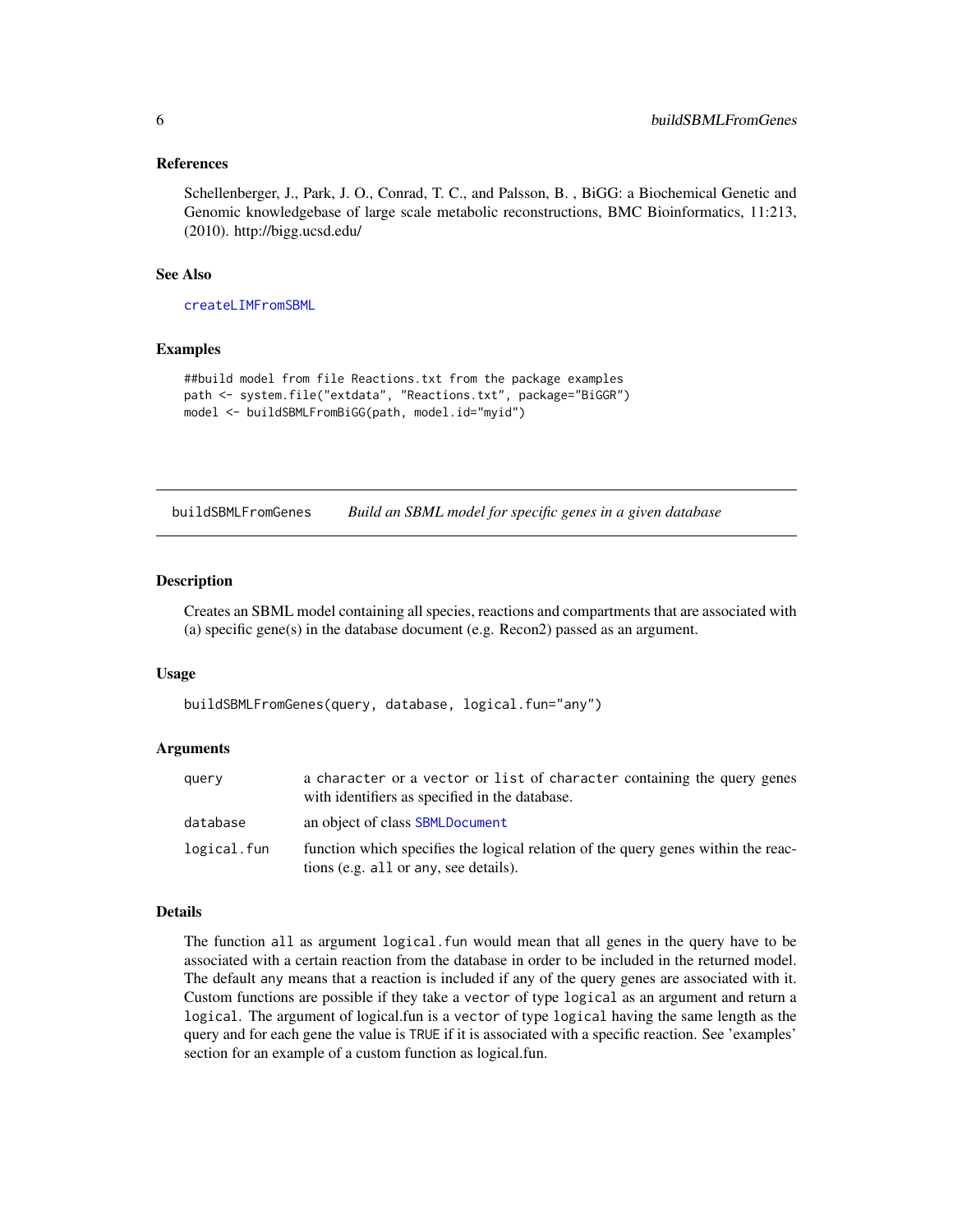### References

Schellenberger, J., Park, J. O., Conrad, T. C., and Palsson, B. , BiGG: a Biochemical Genetic and Genomic knowledgebase of large scale metabolic reconstructions, BMC Bioinformatics, 11:213, (2010). http://bigg.ucsd.edu/

### See Also

`createLIMFromSBML`

### Examples

```
##build model from file Reactions.txt from the package examples
path <- system.file("extdata", "Reactions.txt", package="BiGGR")
model <- buildSBMLFromBiGG(path, model.id="myid")
```

---

## buildSBMLFromGenes &nbsp;&nbsp; *Build an SBML model for specific genes in a given database*

---

### Description

Creates an SBML model containing all species, reactions and compartments that are associated with (a) specific gene(s) in the database document (e.g. Recon2) passed as an argument.

### Usage

```
buildSBMLFromGenes(query, database, logical.fun="any")
```

### Arguments

| | |
|---|---|
| `query` | a `character` or a `vector` or `list` of `character` containing the query genes with identifiers as specified in the database. |
| `database` | an object of class `SBMLDocument` |
| `logical.fun` | function which specifies the logical relation of the query genes within the reactions (e.g. `all` or `any`, see details). |

### Details

The function `all` as argument `logical.fun` would mean that all genes in the query have to be associated with a certain reaction from the database in order to be included in the returned model. The default `any` means that a reaction is included if any of the query genes are associated with it. Custom functions are possible if they take a `vector` of type `logical` as an argument and return a `logical`. The argument of logical.fun is a `vector` of type `logical` having the same length as the query and for each gene the value is `TRUE` if it is associated with a specific reaction. See 'examples' section for an example of a custom function as logical.fun.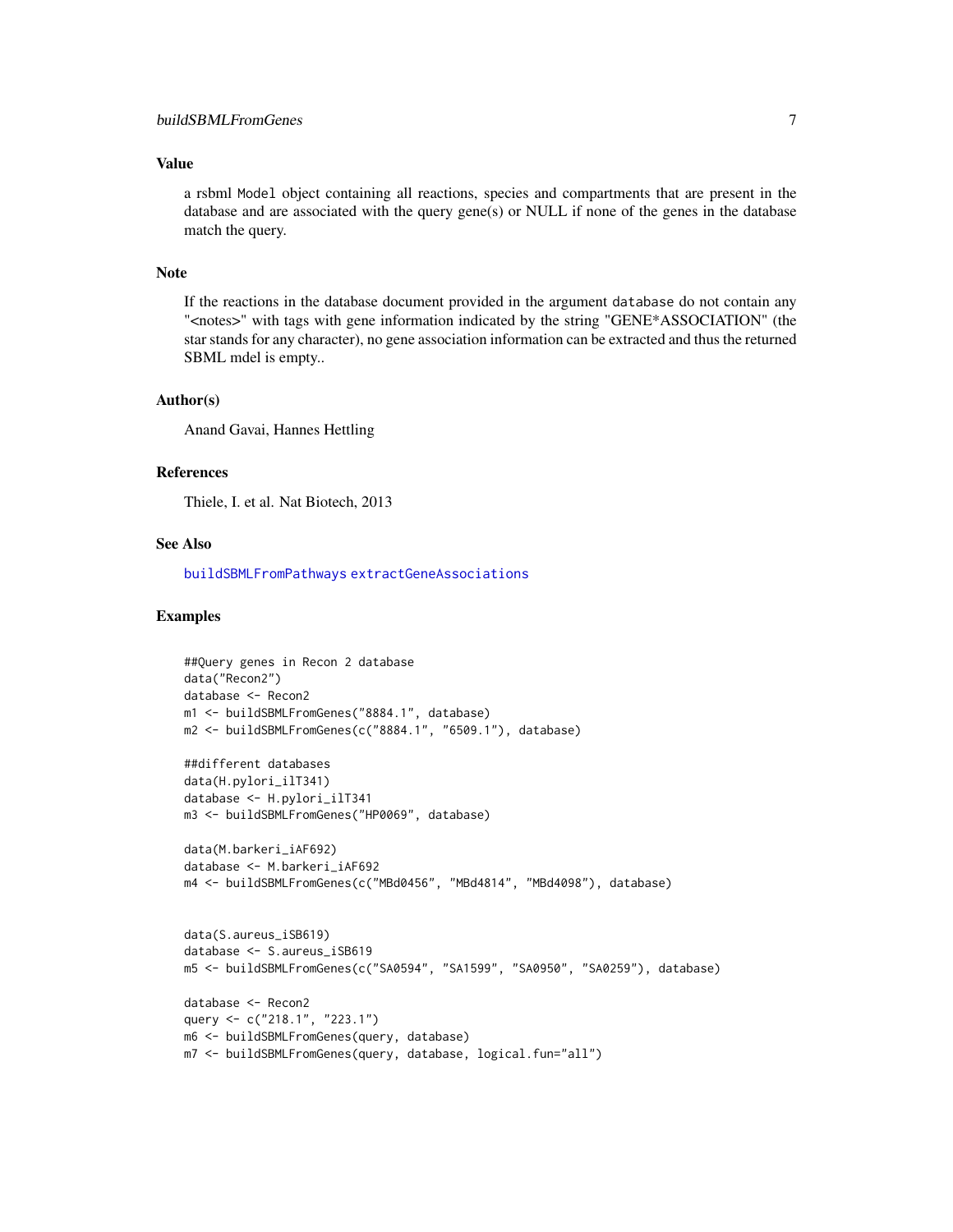## Value

a rsbml Model object containing all reactions, species and compartments that are present in the database and are associated with the query gene(s) or NULL if none of the genes in the database match the query.

## Note

If the reactions in the database document provided in the argument database do not contain any "<notes>" with tags with gene information indicated by the string "GENE*ASSOCIATION" (the star stands for any character), no gene association information can be extracted and thus the returned SBML mdel is empty..

## Author(s)

Anand Gavai, Hannes Hettling

## References

Thiele, I. et al. Nat Biotech, 2013

## See Also

buildSBMLFromPathways extractGeneAssociations

## Examples

```
##Query genes in Recon 2 database
data("Recon2")
database <- Recon2
m1 <- buildSBMLFromGenes("8884.1", database)
m2 <- buildSBMLFromGenes(c("8884.1", "6509.1"), database)

##different databases
data(H.pylori_ilT341)
database <- H.pylori_ilT341
m3 <- buildSBMLFromGenes("HP0069", database)

data(M.barkeri_iAF692)
database <- M.barkeri_iAF692
m4 <- buildSBMLFromGenes(c("MBd0456", "MBd4814", "MBd4098"), database)


data(S.aureus_iSB619)
database <- S.aureus_iSB619
m5 <- buildSBMLFromGenes(c("SA0594", "SA1599", "SA0950", "SA0259"), database)

database <- Recon2
query <- c("218.1", "223.1")
m6 <- buildSBMLFromGenes(query, database)
m7 <- buildSBMLFromGenes(query, database, logical.fun="all")
```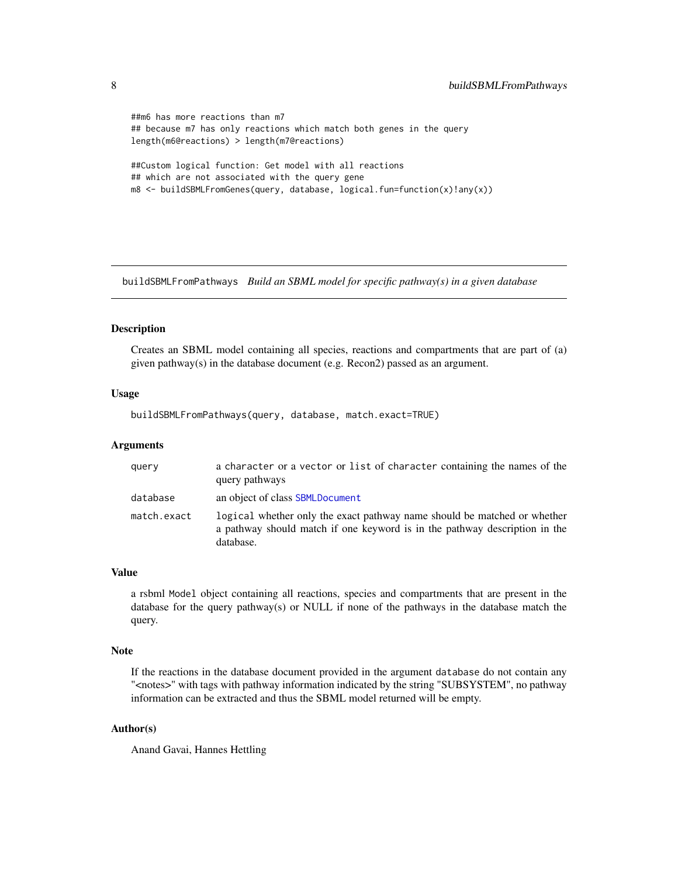```
##m6 has more reactions than m7
## because m7 has only reactions which match both genes in the query
length(m6@reactions) > length(m7@reactions)

##Custom logical function: Get model with all reactions
## which are not associated with the query gene
m8 <- buildSBMLFromGenes(query, database, logical.fun=function(x)!any(x))
```

---

## buildSBMLFromPathways *Build an SBML model for specific pathway(s) in a given database*

---

### Description

Creates an SBML model containing all species, reactions and compartments that are part of (a) given pathway(s) in the database document (e.g. Recon2) passed as an argument.

### Usage

```
buildSBMLFromPathways(query, database, match.exact=TRUE)
```

### Arguments

| | |
|---|---|
| `query` | a `character` or a `vector` or `list` of `character` containing the names of the query pathways |
| `database` | an object of class `SBMLDocument` |
| `match.exact` | `logical` whether only the exact pathway name should be matched or whether a pathway should match if one keyword is in the pathway description in the database. |

### Value

a rsbml `Model` object containing all reactions, species and compartments that are present in the database for the query pathway(s) or NULL if none of the pathways in the database match the query.

### Note

If the reactions in the database document provided in the argument `database` do not contain any "<notes>" with tags with pathway information indicated by the string "SUBSYSTEM", no pathway information can be extracted and thus the SBML model returned will be empty.

### Author(s)

Anand Gavai, Hannes Hettling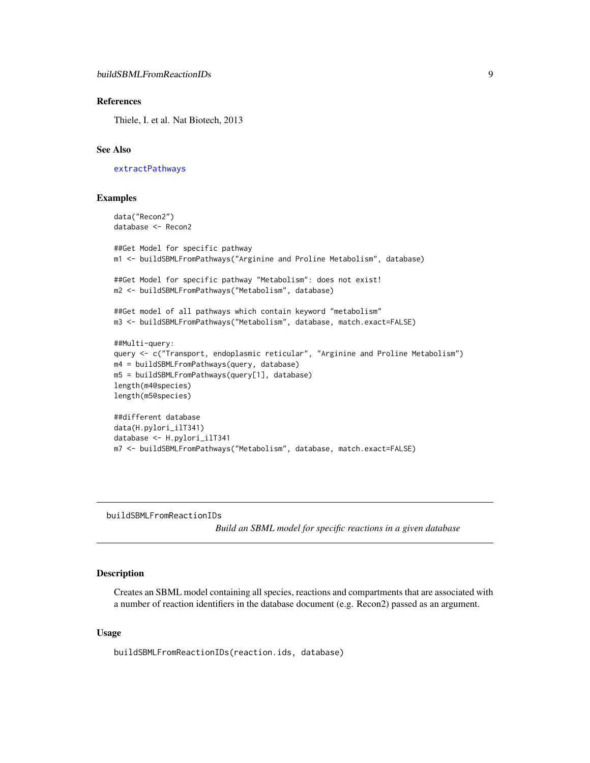### References

Thiele, I. et al. Nat Biotech, 2013

### See Also

extractPathways

### Examples

```
data("Recon2")
database <- Recon2

##Get Model for specific pathway
m1 <- buildSBMLFromPathways("Arginine and Proline Metabolism", database)

##Get Model for specific pathway "Metabolism": does not exist!
m2 <- buildSBMLFromPathways("Metabolism", database)

##Get model of all pathways which contain keyword "metabolism"
m3 <- buildSBMLFromPathways("Metabolism", database, match.exact=FALSE)

##Multi-query:
query <- c("Transport, endoplasmic reticular", "Arginine and Proline Metabolism")
m4 = buildSBMLFromPathways(query, database)
m5 = buildSBMLFromPathways(query[1], database)
length(m4@species)
length(m5@species)

##different database
data(H.pylori_ilT341)
database <- H.pylori_ilT341
m7 <- buildSBMLFromPathways("Metabolism", database, match.exact=FALSE)
```

---

## buildSBMLFromReactionIDs

*Build an SBML model for specific reactions in a given database*

### Description

Creates an SBML model containing all species, reactions and compartments that are associated with a number of reaction identifiers in the database document (e.g. Recon2) passed as an argument.

### Usage

```
buildSBMLFromReactionIDs(reaction.ids, database)
```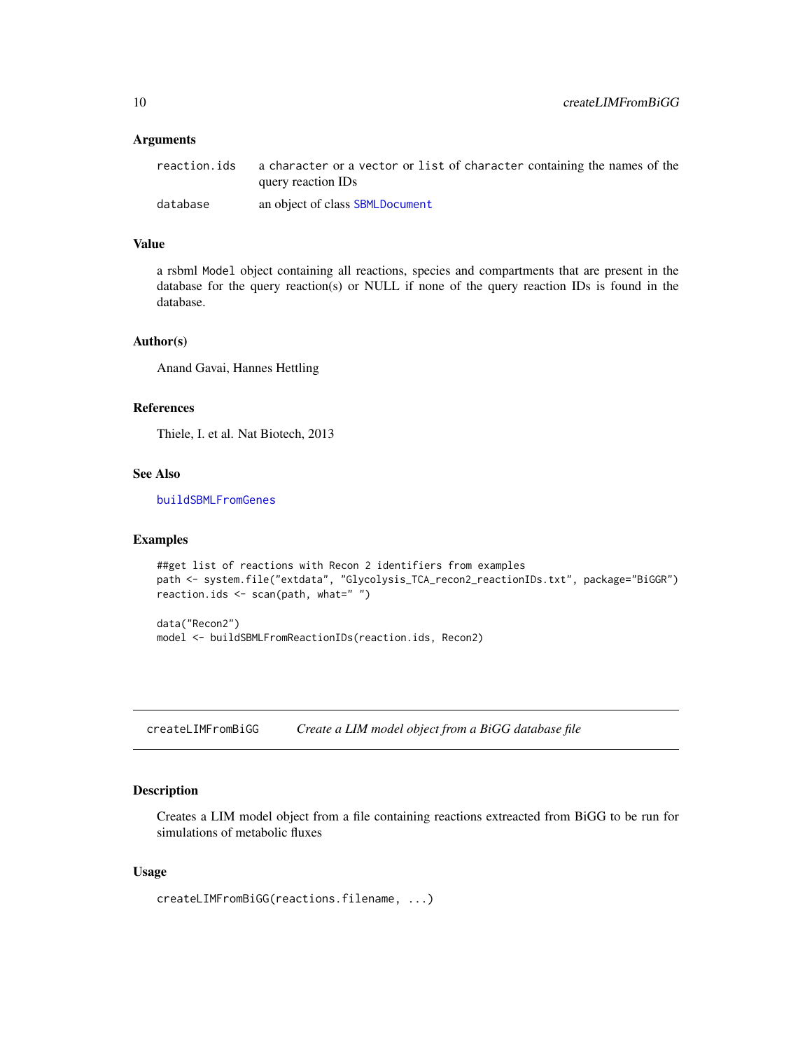### Arguments

| | |
|---|---|
| reaction.ids | a character or a vector or list of character containing the names of the query reaction IDs |
| database | an object of class SBMLDocument |

### Value

a rsbml Model object containing all reactions, species and compartments that are present in the database for the query reaction(s) or NULL if none of the query reaction IDs is found in the database.

### Author(s)

Anand Gavai, Hannes Hettling

### References

Thiele, I. et al. Nat Biotech, 2013

### See Also

buildSBMLFromGenes

### Examples

```
##get list of reactions with Recon 2 identifiers from examples
path <- system.file("extdata", "Glycolysis_TCA_recon2_reactionIDs.txt", package="BiGGR")
reaction.ids <- scan(path, what=" ")

data("Recon2")
model <- buildSBMLFromReactionIDs(reaction.ids, Recon2)
```

---

## createLIMFromBiGG — *Create a LIM model object from a BiGG database file*

### Description

Creates a LIM model object from a file containing reactions extreacted from BiGG to be run for simulations of metabolic fluxes

### Usage

```
createLIMFromBiGG(reactions.filename, ...)
```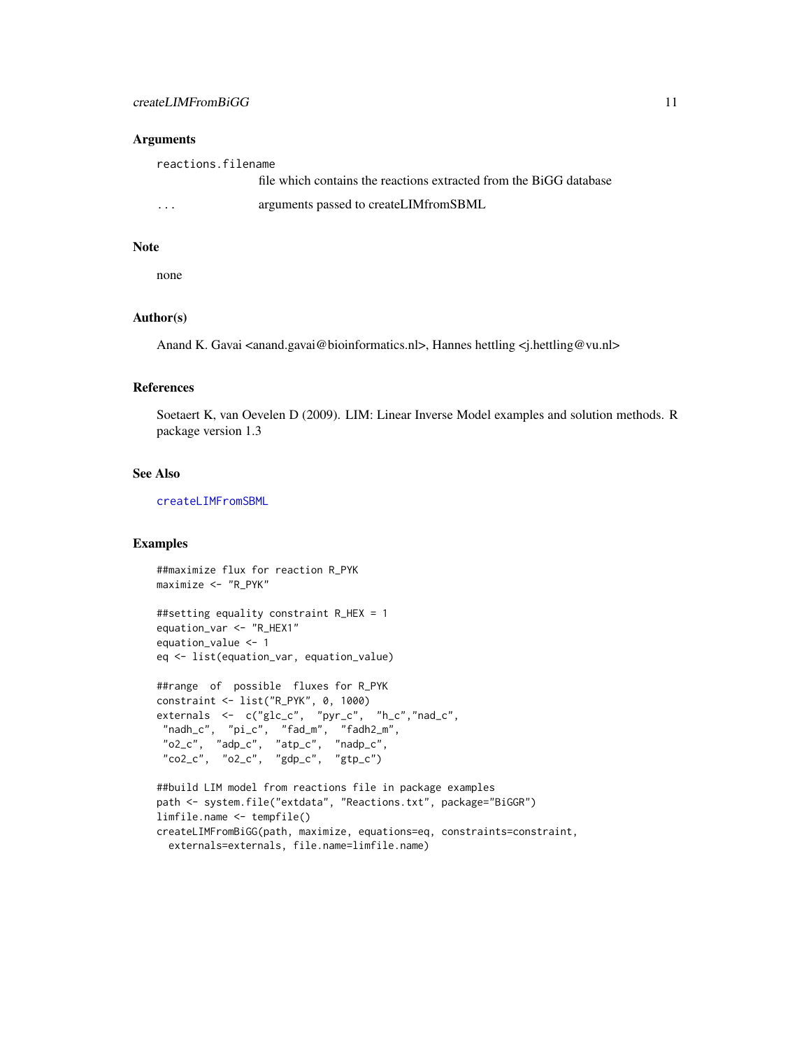### Arguments

reactions.filename
: file which contains the reactions extracted from the BiGG database

...
: arguments passed to createLIMfromSBML

### Note

none

### Author(s)

Anand K. Gavai <anand.gavai@bioinformatics.nl>, Hannes hettling <j.hettling@vu.nl>

### References

Soetaert K, van Oevelen D (2009). LIM: Linear Inverse Model examples and solution methods. R package version 1.3

### See Also

createLIMFromSBML

### Examples

```
##maximize flux for reaction R_PYK
maximize <- "R_PYK"

##setting equality constraint R_HEX = 1
equation_var <- "R_HEX1"
equation_value <- 1
eq <- list(equation_var, equation_value)

##range  of  possible  fluxes for R_PYK
constraint <- list("R_PYK", 0, 1000)
externals  <-  c("glc_c",  "pyr_c",  "h_c","nad_c",
 "nadh_c",  "pi_c",  "fad_m",  "fadh2_m",
 "o2_c",  "adp_c",  "atp_c",  "nadp_c",
 "co2_c",  "o2_c",  "gdp_c",  "gtp_c")

##build LIM model from reactions file in package examples
path <- system.file("extdata", "Reactions.txt", package="BiGGR")
limfile.name <- tempfile()
createLIMFromBiGG(path, maximize, equations=eq, constraints=constraint,
  externals=externals, file.name=limfile.name)
```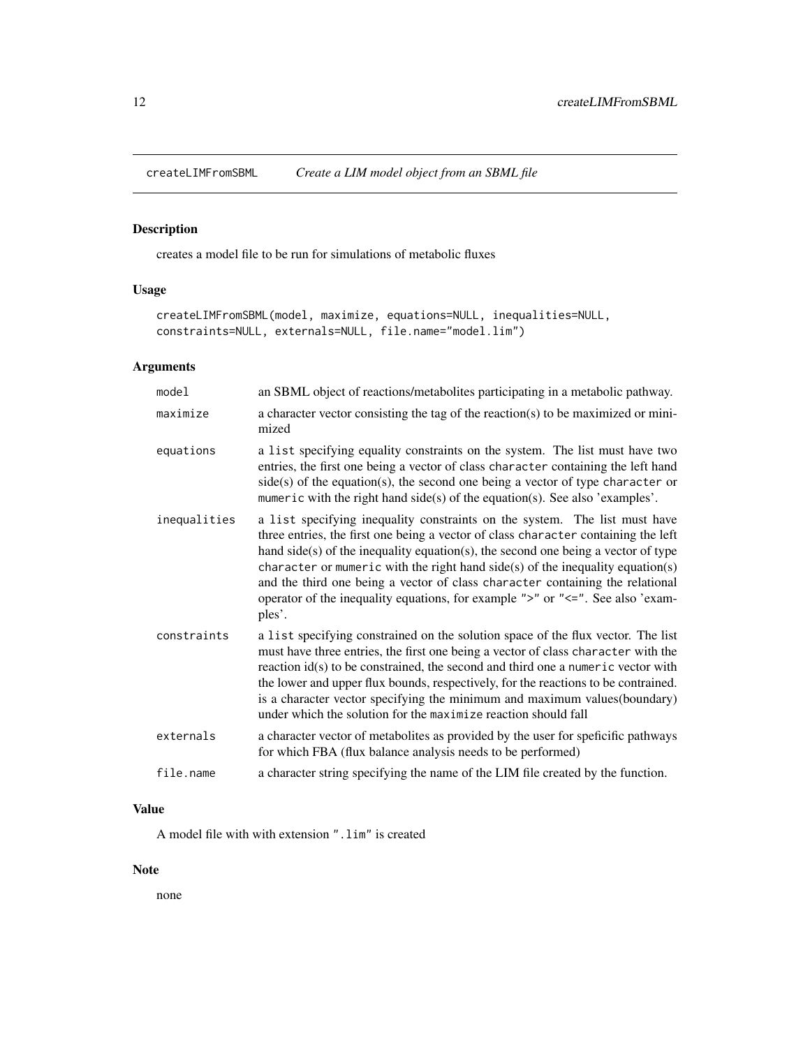# createLIMFromSBML — *Create a LIM model object from an SBML file*

## Description

creates a model file to be run for simulations of metabolic fluxes

## Usage

```
createLIMFromSBML(model, maximize, equations=NULL, inequalities=NULL,
constraints=NULL, externals=NULL, file.name="model.lim")
```

## Arguments

| | |
|---|---|
| `model` | an SBML object of reactions/metabolites participating in a metabolic pathway. |
| `maximize` | a character vector consisting the tag of the reaction(s) to be maximized or minimized |
| `equations` | a `list` specifying equality constraints on the system. The list must have two entries, the first one being a vector of class `character` containing the left hand side(s) of the equation(s), the second one being a vector of type `character` or `mumeric` with the right hand side(s) of the equation(s). See also 'examples'. |
| `inequalities` | a `list` specifying inequality constraints on the system. The list must have three entries, the first one being a vector of class `character` containing the left hand side(s) of the inequality equation(s), the second one being a vector of type `character` or `mumeric` with the right hand side(s) of the inequality equation(s) and the third one being a vector of class `character` containing the relational operator of the inequality equations, for example `">"` or `"<="`. See also 'examples'. |
| `constraints` | a `list` specifying constrained on the solution space of the flux vector. The list must have three entries, the first one being a vector of class `character` with the reaction id(s) to be constrained, the second and third one a `numeric` vector with the lower and upper flux bounds, respectively, for the reactions to be contrained. is a character vector specifying the minimum and maximum values(boundary) under which the solution for the `maximize` reaction should fall |
| `externals` | a character vector of metabolites as provided by the user for speficific pathways for which FBA (flux balance analysis needs to be performed) |
| `file.name` | a character string specifying the name of the LIM file created by the function. |

## Value

A model file with with extension `".lim"` is created

## Note

none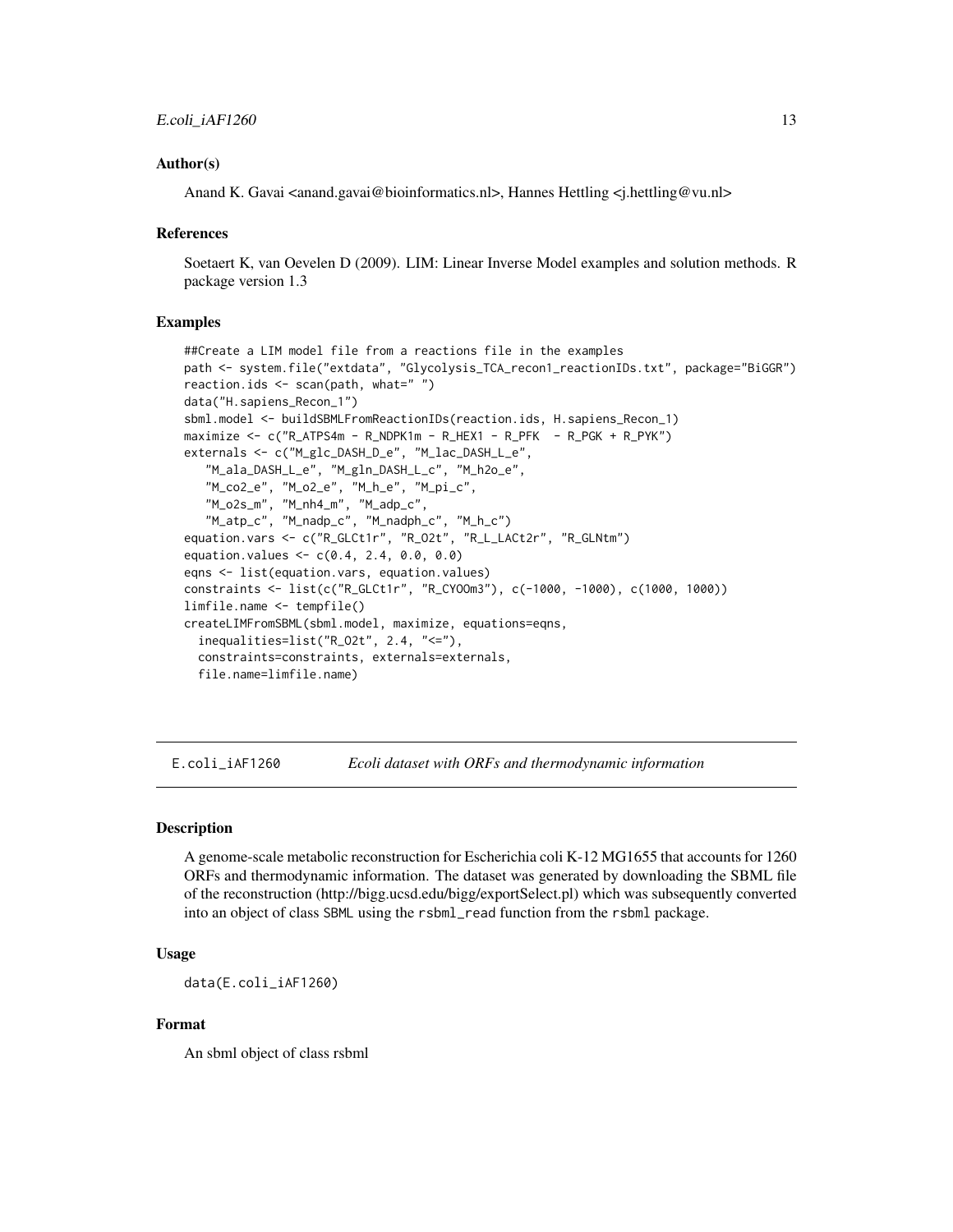### Author(s)

Anand K. Gavai <anand.gavai@bioinformatics.nl>, Hannes Hettling <j.hettling@vu.nl>

### References

Soetaert K, van Oevelen D (2009). LIM: Linear Inverse Model examples and solution methods. R package version 1.3

### Examples

```
##Create a LIM model file from a reactions file in the examples
path <- system.file("extdata", "Glycolysis_TCA_recon1_reactionIDs.txt", package="BiGGR")
reaction.ids <- scan(path, what=" ")
data("H.sapiens_Recon_1")
sbml.model <- buildSBMLFromReactionIDs(reaction.ids, H.sapiens_Recon_1)
maximize <- c("R_ATPS4m - R_NDPK1m - R_HEX1 - R_PFK  - R_PGK + R_PYK")
externals <- c("M_glc_DASH_D_e", "M_lac_DASH_L_e",
   "M_ala_DASH_L_e", "M_gln_DASH_L_c", "M_h2o_e",
   "M_co2_e", "M_o2_e", "M_h_e", "M_pi_c",
   "M_o2s_m", "M_nh4_m", "M_adp_c",
   "M_atp_c", "M_nadp_c", "M_nadph_c", "M_h_c")
equation.vars <- c("R_GLCt1r", "R_O2t", "R_L_LACt2r", "R_GLNtm")
equation.values <- c(0.4, 2.4, 0.0, 0.0)
eqns <- list(equation.vars, equation.values)
constraints <- list(c("R_GLCt1r", "R_CYOOm3"), c(-1000, -1000), c(1000, 1000))
limfile.name <- tempfile()
createLIMFromSBML(sbml.model, maximize, equations=eqns,
  inequalities=list("R_O2t", 2.4, "<="),
  constraints=constraints, externals=externals,
  file.name=limfile.name)
```

## E.coli_iAF1260 — *Ecoli dataset with ORFs and thermodynamic information*

### Description

A genome-scale metabolic reconstruction for Escherichia coli K-12 MG1655 that accounts for 1260 ORFs and thermodynamic information. The dataset was generated by downloading the SBML file of the reconstruction (http://bigg.ucsd.edu/bigg/exportSelect.pl) which was subsequently converted into an object of class `SBML` using the `rsbml_read` function from the `rsbml` package.

### Usage

```
data(E.coli_iAF1260)
```

### Format

An sbml object of class rsbml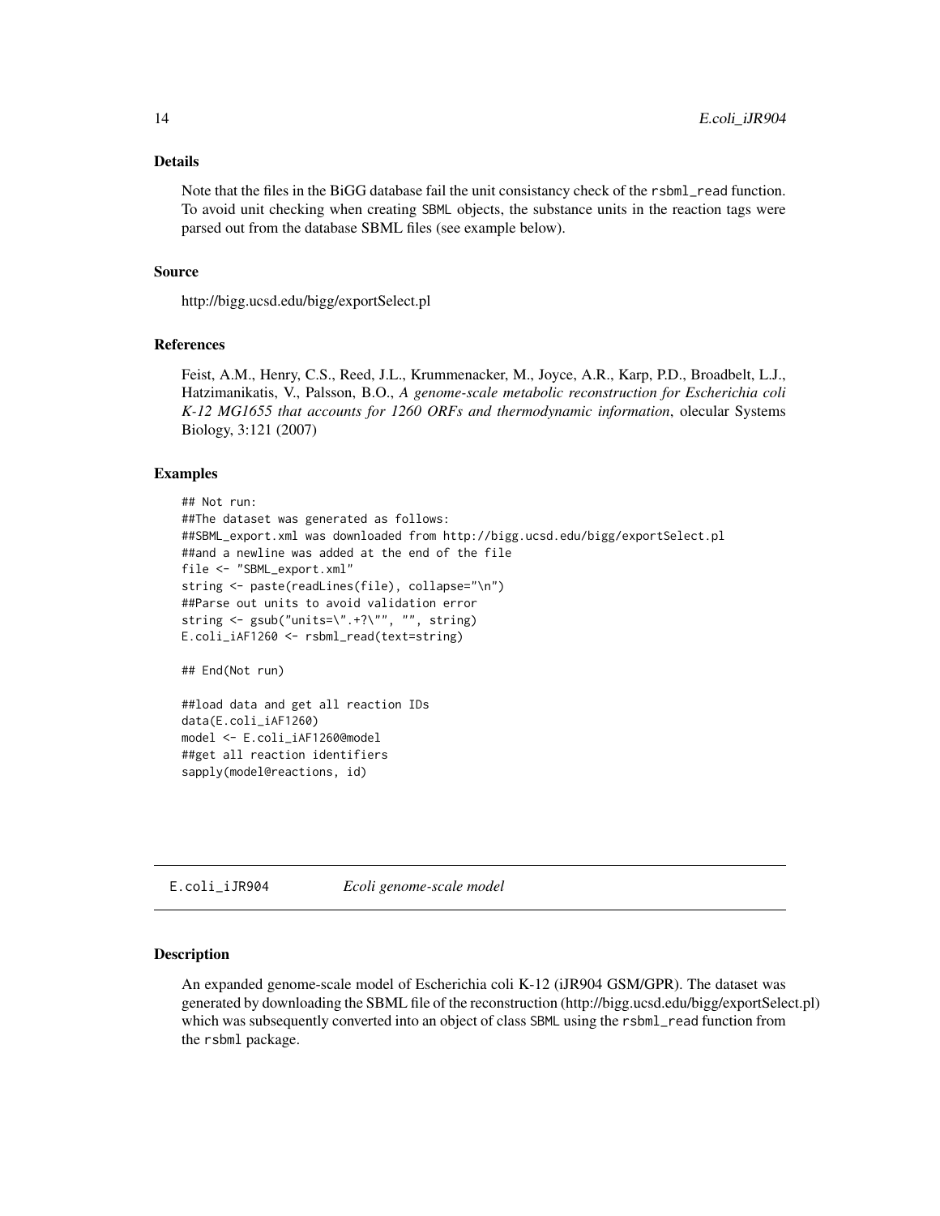### Details

Note that the files in the BiGG database fail the unit consistancy check of the rsbml_read function. To avoid unit checking when creating SBML objects, the substance units in the reaction tags were parsed out from the database SBML files (see example below).

### Source

http://bigg.ucsd.edu/bigg/exportSelect.pl

### References

Feist, A.M., Henry, C.S., Reed, J.L., Krummenacker, M., Joyce, A.R., Karp, P.D., Broadbelt, L.J., Hatzimanikatis, V., Palsson, B.O., *A genome-scale metabolic reconstruction for Escherichia coli K-12 MG1655 that accounts for 1260 ORFs and thermodynamic information*, olecular Systems Biology, 3:121 (2007)

### Examples

```
## Not run:
##The dataset was generated as follows:
##SBML_export.xml was downloaded from http://bigg.ucsd.edu/bigg/exportSelect.pl
##and a newline was added at the end of the file
file <- "SBML_export.xml"
string <- paste(readLines(file), collapse="\n")
##Parse out units to avoid validation error
string <- gsub("units=\".+?\"", "", string)
E.coli_iAF1260 <- rsbml_read(text=string)

## End(Not run)

##load data and get all reaction IDs
data(E.coli_iAF1260)
model <- E.coli_iAF1260@model
##get all reaction identifiers
sapply(model@reactions, id)
```

---

## E.coli_iJR904 *Ecoli genome-scale model*

---

### Description

An expanded genome-scale model of Escherichia coli K-12 (iJR904 GSM/GPR). The dataset was generated by downloading the SBML file of the reconstruction (http://bigg.ucsd.edu/bigg/exportSelect.pl) which was subsequently converted into an object of class SBML using the rsbml_read function from the rsbml package.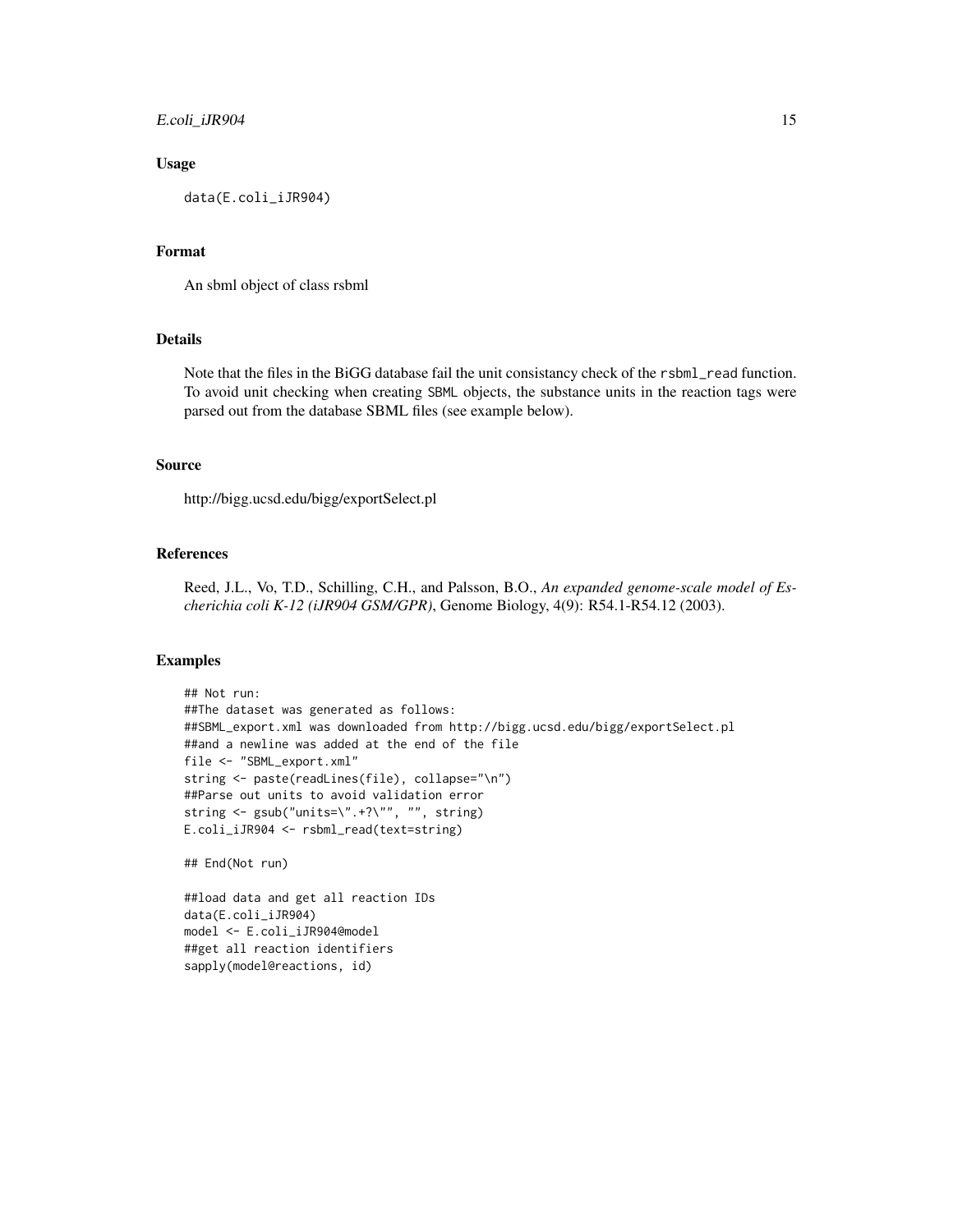### Usage

```
data(E.coli_iJR904)
```

### Format

An sbml object of class rsbml

### Details

Note that the files in the BiGG database fail the unit consistancy check of the `rsbml_read` function. To avoid unit checking when creating `SBML` objects, the substance units in the reaction tags were parsed out from the database SBML files (see example below).

### Source

http://bigg.ucsd.edu/bigg/exportSelect.pl

### References

Reed, J.L., Vo, T.D., Schilling, C.H., and Palsson, B.O., *An expanded genome-scale model of Escherichia coli K-12 (iJR904 GSM/GPR)*, Genome Biology, 4(9): R54.1-R54.12 (2003).

### Examples

```
## Not run:
##The dataset was generated as follows:
##SBML_export.xml was downloaded from http://bigg.ucsd.edu/bigg/exportSelect.pl
##and a newline was added at the end of the file
file <- "SBML_export.xml"
string <- paste(readLines(file), collapse="\n")
##Parse out units to avoid validation error
string <- gsub("units=\".+?\"", "", string)
E.coli_iJR904 <- rsbml_read(text=string)

## End(Not run)

##load data and get all reaction IDs
data(E.coli_iJR904)
model <- E.coli_iJR904@model
##get all reaction identifiers
sapply(model@reactions, id)
```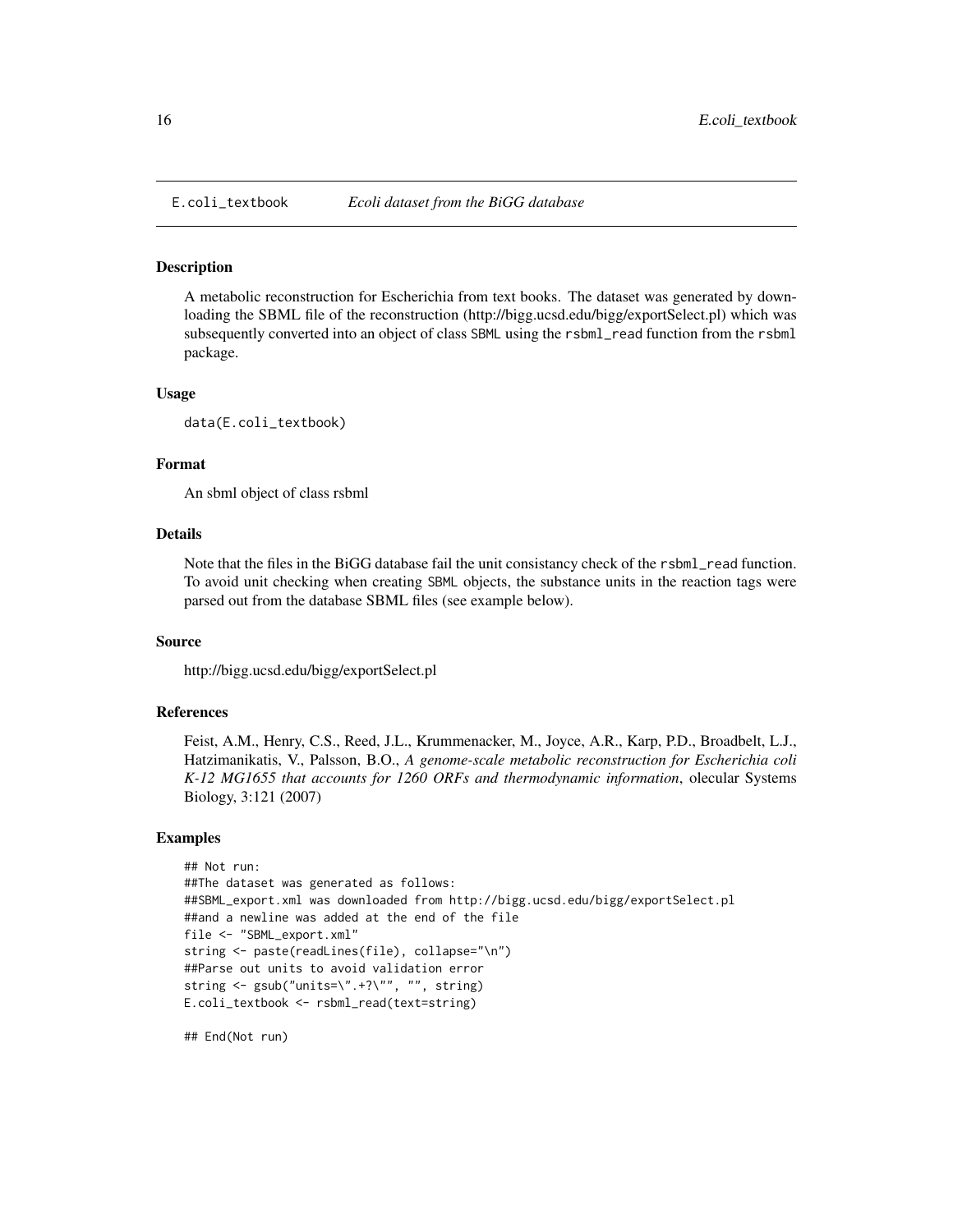E.coli_textbook *Ecoli dataset from the BiGG database*

### Description

A metabolic reconstruction for Escherichia from text books. The dataset was generated by downloading the SBML file of the reconstruction (http://bigg.ucsd.edu/bigg/exportSelect.pl) which was subsequently converted into an object of class SBML using the rsbml_read function from the rsbml package.

### Usage

```
data(E.coli_textbook)
```

### Format

An sbml object of class rsbml

### Details

Note that the files in the BiGG database fail the unit consistancy check of the rsbml_read function. To avoid unit checking when creating SBML objects, the substance units in the reaction tags were parsed out from the database SBML files (see example below).

### Source

http://bigg.ucsd.edu/bigg/exportSelect.pl

### References

Feist, A.M., Henry, C.S., Reed, J.L., Krummenacker, M., Joyce, A.R., Karp, P.D., Broadbelt, L.J., Hatzimanikatis, V., Palsson, B.O., *A genome-scale metabolic reconstruction for Escherichia coli K-12 MG1655 that accounts for 1260 ORFs and thermodynamic information*, olecular Systems Biology, 3:121 (2007)

### Examples

```
## Not run:
##The dataset was generated as follows:
##SBML_export.xml was downloaded from http://bigg.ucsd.edu/bigg/exportSelect.pl
##and a newline was added at the end of the file
file <- "SBML_export.xml"
string <- paste(readLines(file), collapse="\n")
##Parse out units to avoid validation error
string <- gsub("units=\".+?\"", "", string)
E.coli_textbook <- rsbml_read(text=string)

## End(Not run)
```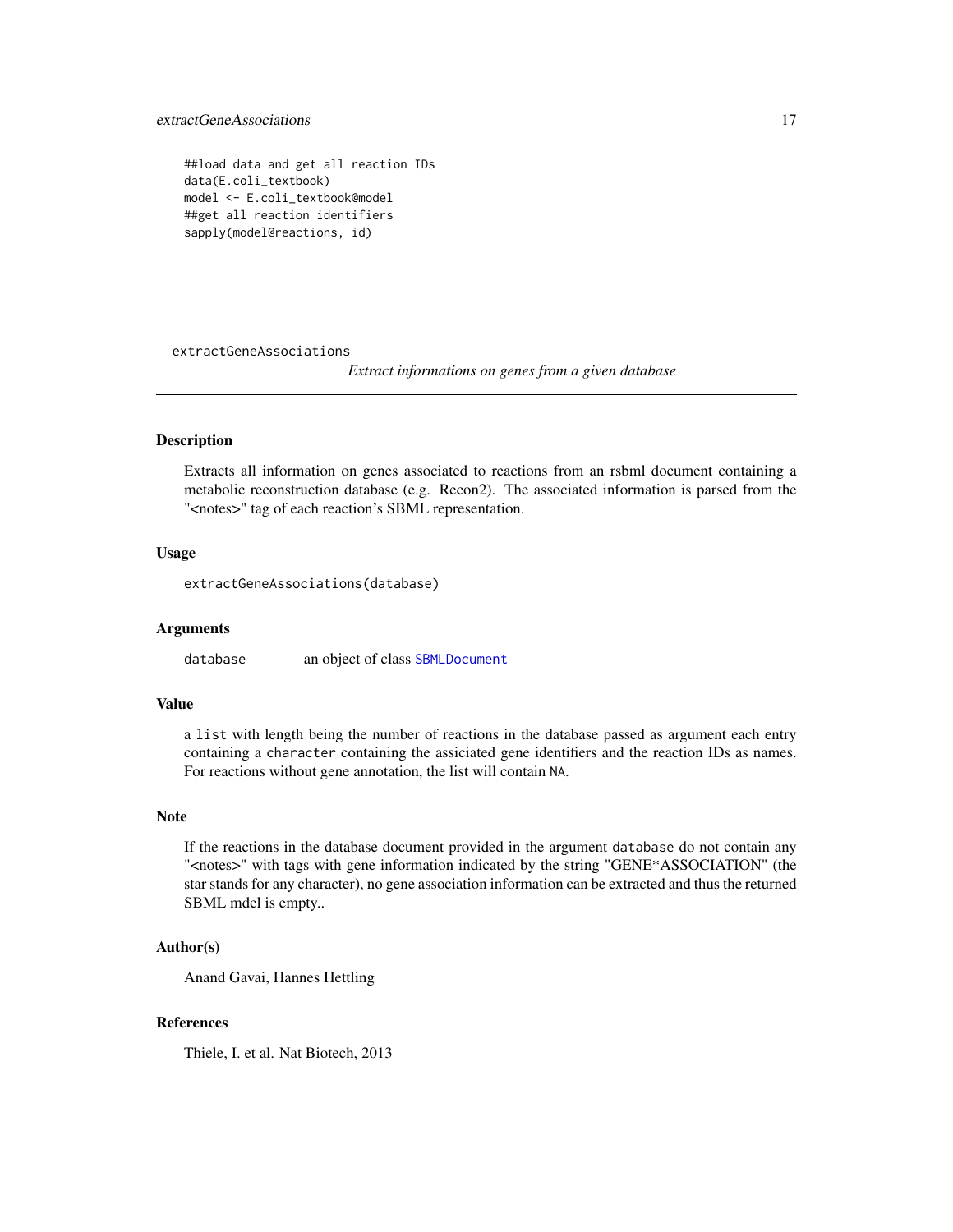```
##load data and get all reaction IDs
data(E.coli_textbook)
model <- E.coli_textbook@model
##get all reaction identifiers
sapply(model@reactions, id)
```

---

## extractGeneAssociations

*Extract informations on genes from a given database*

---

### Description

Extracts all information on genes associated to reactions from an rsbml document containing a metabolic reconstruction database (e.g. Recon2). The associated information is parsed from the "<notes>" tag of each reaction's SBML representation.

### Usage

```
extractGeneAssociations(database)
```

### Arguments

| | |
|---|---|
| `database` | an object of class `SBMLDocument` |

### Value

a `list` with length being the number of reactions in the database passed as argument each entry containing a `character` containing the assiciated gene identifiers and the reaction IDs as names. For reactions without gene annotation, the list will contain `NA`.

### Note

If the reactions in the database document provided in the argument `database` do not contain any "<notes>" with tags with gene information indicated by the string "GENE*ASSOCIATION" (the star stands for any character), no gene association information can be extracted and thus the returned SBML mdel is empty..

### Author(s)

Anand Gavai, Hannes Hettling

### References

Thiele, I. et al. Nat Biotech, 2013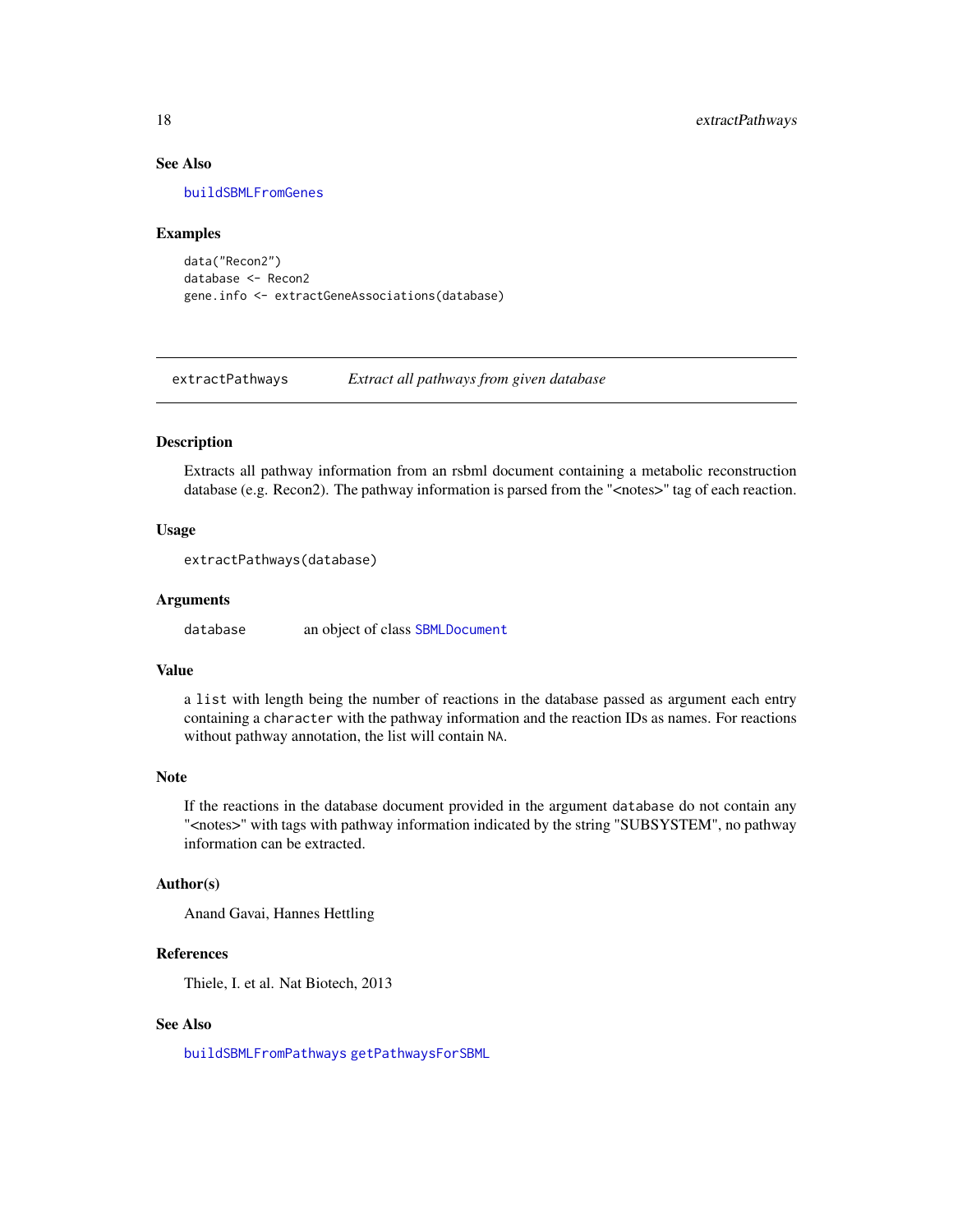### See Also

buildSBMLFromGenes

### Examples

```
data("Recon2")
database <- Recon2
gene.info <- extractGeneAssociations(database)
```

---

## extractPathways *Extract all pathways from given database*

---

### Description

Extracts all pathway information from an rsbml document containing a metabolic reconstruction database (e.g. Recon2). The pathway information is parsed from the "<notes>" tag of each reaction.

### Usage

```
extractPathways(database)
```

### Arguments

database    an object of class SBMLDocument

### Value

a `list` with length being the number of reactions in the database passed as argument each entry containing a `character` with the pathway information and the reaction IDs as names. For reactions without pathway annotation, the list will contain `NA`.

### Note

If the reactions in the database document provided in the argument `database` do not contain any "<notes>" with tags with pathway information indicated by the string "SUBSYSTEM", no pathway information can be extracted.

### Author(s)

Anand Gavai, Hannes Hettling

### References

Thiele, I. et al. Nat Biotech, 2013

### See Also

buildSBMLFromPathways getPathwaysForSBML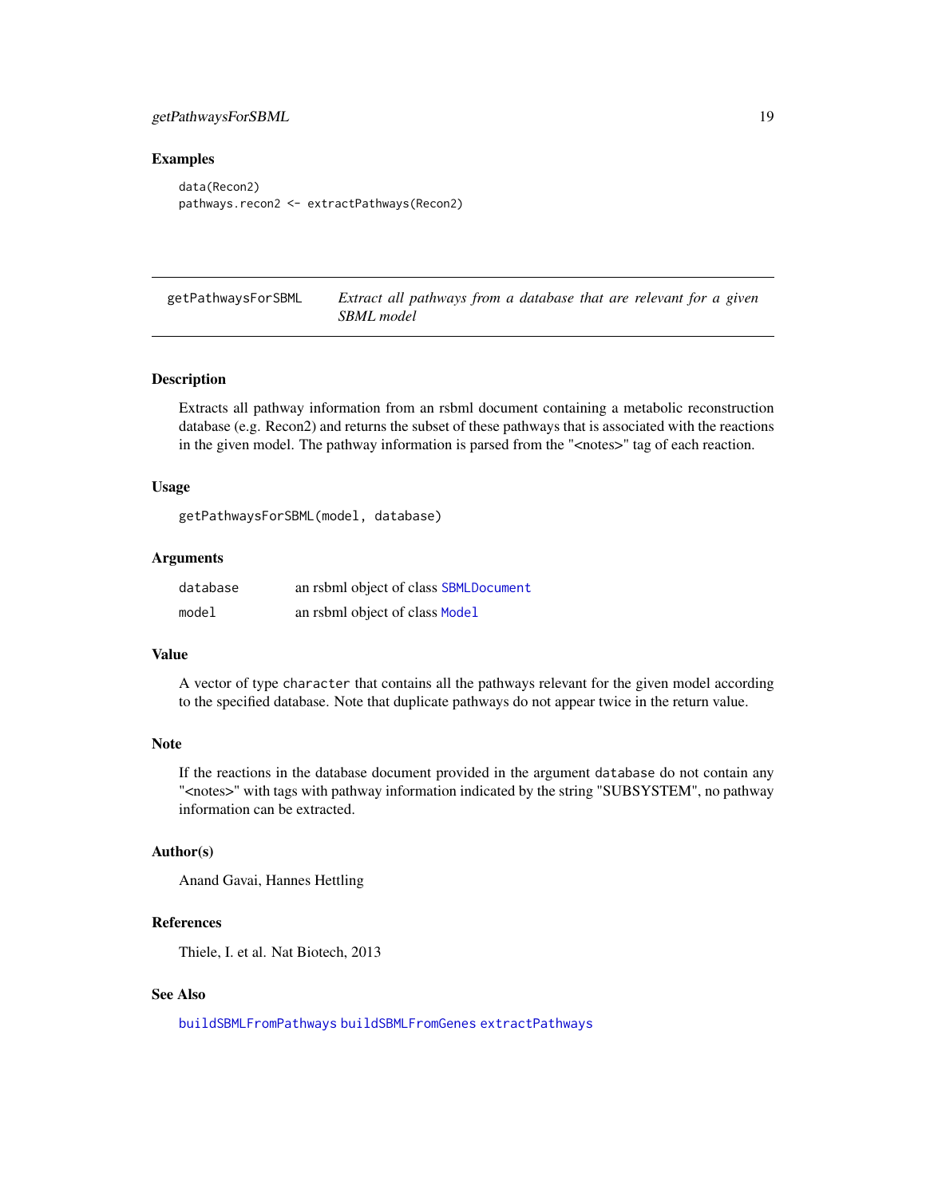## Examples

```
data(Recon2)
pathways.recon2 <- extractPathways(Recon2)
```

---

## getPathwaysForSBML — *Extract all pathways from a database that are relevant for a given SBML model*

---

### Description

Extracts all pathway information from an rsbml document containing a metabolic reconstruction database (e.g. Recon2) and returns the subset of these pathways that is associated with the reactions in the given model. The pathway information is parsed from the "<notes>" tag of each reaction.

### Usage

```
getPathwaysForSBML(model, database)
```

### Arguments

| | |
|---|---|
| `database` | an rsbml object of class `SBMLDocument` |
| `model` | an rsbml object of class `Model` |

### Value

A vector of type `character` that contains all the pathways relevant for the given model according to the specified database. Note that duplicate pathways do not appear twice in the return value.

### Note

If the reactions in the database document provided in the argument `database` do not contain any "<notes>" with tags with pathway information indicated by the string "SUBSYSTEM", no pathway information can be extracted.

### Author(s)

Anand Gavai, Hannes Hettling

### References

Thiele, I. et al. Nat Biotech, 2013

### See Also

`buildSBMLFromPathways` `buildSBMLFromGenes` `extractPathways`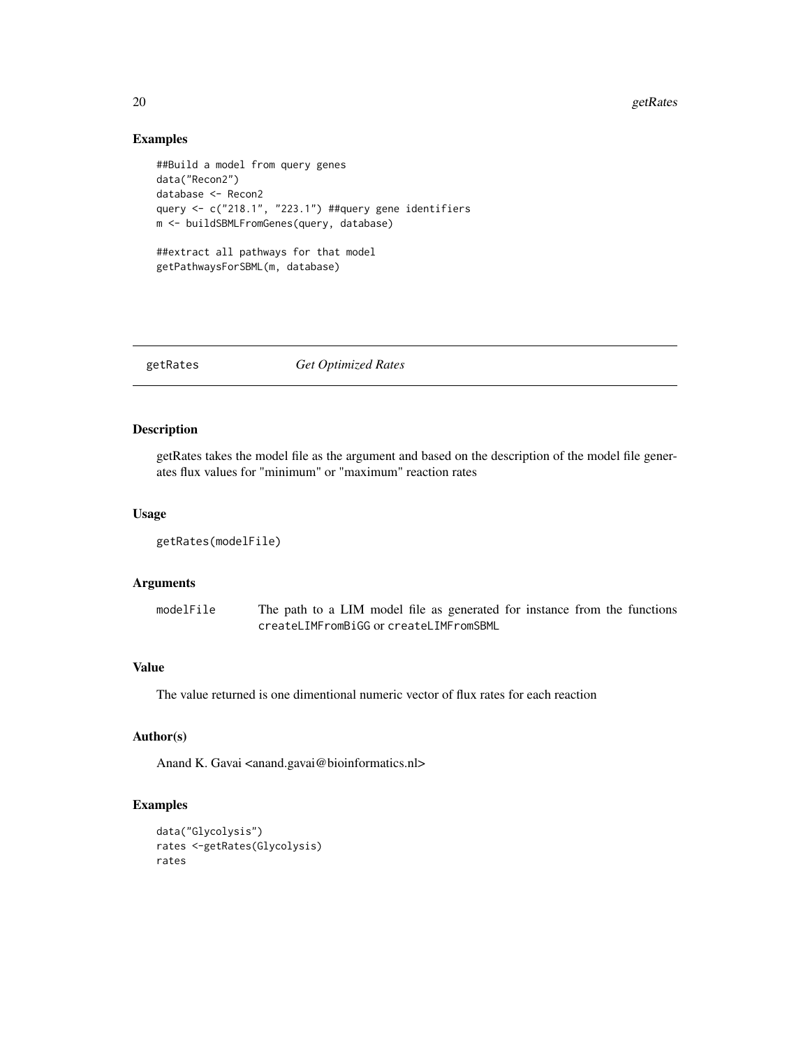## Examples

```
##Build a model from query genes
data("Recon2")
database <- Recon2
query <- c("218.1", "223.1") ##query gene identifiers
m <- buildSBMLFromGenes(query, database)

##extract all pathways for that model
getPathwaysForSBML(m, database)
```

---

# getRates — *Get Optimized Rates*

## Description

getRates takes the model file as the argument and based on the description of the model file generates flux values for "minimum" or "maximum" reaction rates

## Usage

```
getRates(modelFile)
```

## Arguments

| | |
|---|---|
| modelFile | The path to a LIM model file as generated for instance from the functions `createLIMFromBiGG` or `createLIMFromSBML` |

## Value

The value returned is one dimentional numeric vector of flux rates for each reaction

## Author(s)

Anand K. Gavai <anand.gavai@bioinformatics.nl>

## Examples

```
data("Glycolysis")
rates <-getRates(Glycolysis)
rates
```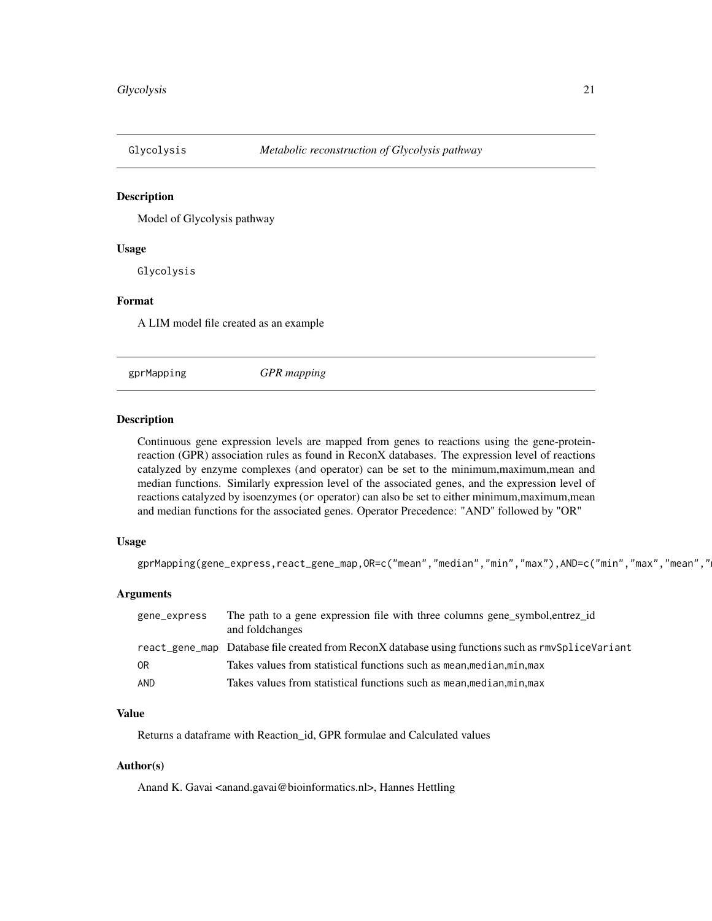## Glycolysis — *Metabolic reconstruction of Glycolysis pathway*

### Description

Model of Glycolysis pathway

### Usage

```
Glycolysis
```

### Format

A LIM model file created as an example

## gprMapping — *GPR mapping*

### Description

Continuous gene expression levels are mapped from genes to reactions using the gene-protein-reaction (GPR) association rules as found in ReconX databases. The expression level of reactions catalyzed by enzyme complexes (and operator) can be set to the minimum,maximum,mean and median functions. Similarly expression level of the associated genes, and the expression level of reactions catalyzed by isoenzymes (or operator) can also be set to either minimum,maximum,mean and median functions for the associated genes. Operator Precedence: "AND" followed by "OR"

### Usage

```
gprMapping(gene_express,react_gene_map,OR=c("mean","median","min","max"),AND=c("min","max","mean","r
```

### Arguments

| | |
|---|---|
| gene_express | The path to a gene expression file with three columns gene_symbol,entrez_id and foldchanges |
| react_gene_map | Database file created from ReconX database using functions such as rmvSpliceVariant |
| OR | Takes values from statistical functions such as mean,median,min,max |
| AND | Takes values from statistical functions such as mean,median,min,max |

### Value

Returns a dataframe with Reaction_id, GPR formulae and Calculated values

### Author(s)

Anand K. Gavai <anand.gavai@bioinformatics.nl>, Hannes Hettling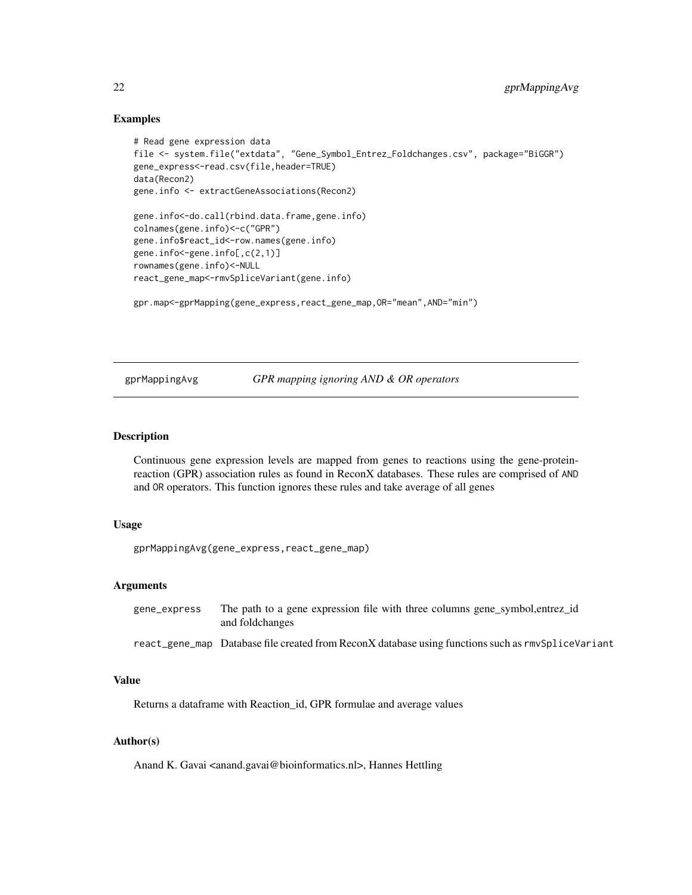### Examples

```
# Read gene expression data
file <- system.file("extdata", "Gene_Symbol_Entrez_Foldchanges.csv", package="BiGGR")
gene_express<-read.csv(file,header=TRUE)
data(Recon2)
gene.info <- extractGeneAssociations(Recon2)

gene.info<-do.call(rbind.data.frame,gene.info)
colnames(gene.info)<-c("GPR")
gene.info$react_id<-row.names(gene.info)
gene.info<-gene.info[,c(2,1)]
rownames(gene.info)<-NULL
react_gene_map<-rmvSpliceVariant(gene.info)

gpr.map<-gprMapping(gene_express,react_gene_map,OR="mean",AND="min")
```

---

## gprMappingAvg — *GPR mapping ignoring AND & OR operators*

---

### Description

Continuous gene expression levels are mapped from genes to reactions using the gene-protein-reaction (GPR) association rules as found in ReconX databases. These rules are comprised of `AND` and `OR` operators. This function ignores these rules and take average of all genes

### Usage

```
gprMappingAvg(gene_express,react_gene_map)
```

### Arguments

| | |
|---|---|
| `gene_express` | The path to a gene expression file with three columns gene_symbol,entrez_id and foldchanges |
| `react_gene_map` | Database file created from ReconX database using functions such as `rmvSpliceVariant` |

### Value

Returns a dataframe with Reaction_id, GPR formulae and average values

### Author(s)

Anand K. Gavai <anand.gavai@bioinformatics.nl>, Hannes Hettling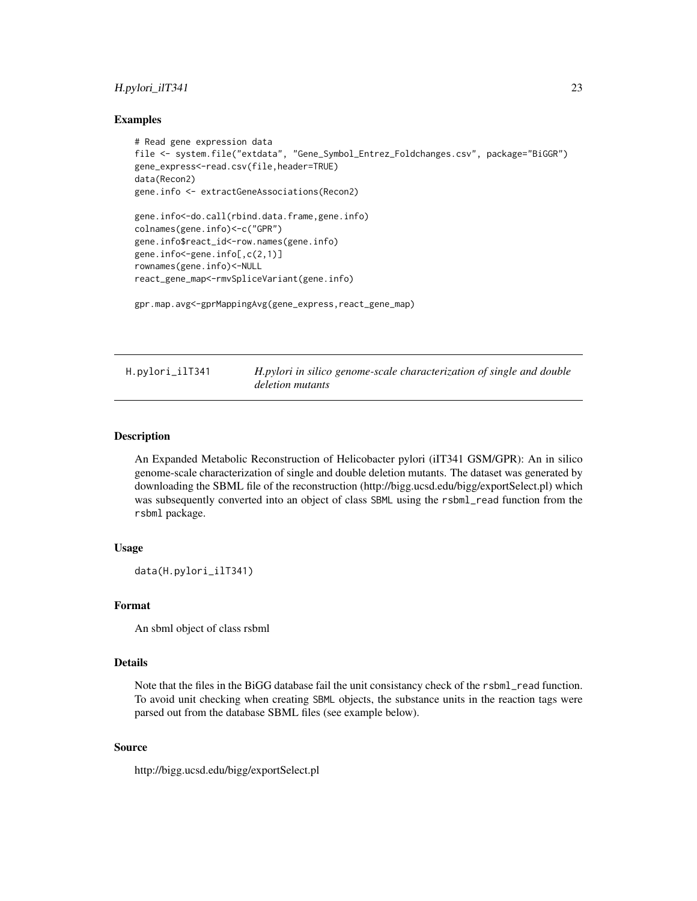### Examples

```
# Read gene expression data
file <- system.file("extdata", "Gene_Symbol_Entrez_Foldchanges.csv", package="BiGGR")
gene_express<-read.csv(file,header=TRUE)
data(Recon2)
gene.info <- extractGeneAssociations(Recon2)

gene.info<-do.call(rbind.data.frame,gene.info)
colnames(gene.info)<-c("GPR")
gene.info$react_id<-row.names(gene.info)
gene.info<-gene.info[,c(2,1)]
rownames(gene.info)<-NULL
react_gene_map<-rmvSpliceVariant(gene.info)

gpr.map.avg<-gprMappingAvg(gene_express,react_gene_map)
```

---

## H.pylori_ilT341 — *H.pylori in silico genome-scale characterization of single and double deletion mutants*

---

### Description

An Expanded Metabolic Reconstruction of Helicobacter pylori (iIT341 GSM/GPR): An in silico genome-scale characterization of single and double deletion mutants. The dataset was generated by downloading the SBML file of the reconstruction (http://bigg.ucsd.edu/bigg/exportSelect.pl) which was subsequently converted into an object of class `SBML` using the `rsbml_read` function from the `rsbml` package.

### Usage

```
data(H.pylori_ilT341)
```

### Format

An sbml object of class rsbml

### Details

Note that the files in the BiGG database fail the unit consistancy check of the `rsbml_read` function. To avoid unit checking when creating `SBML` objects, the substance units in the reaction tags were parsed out from the database SBML files (see example below).

### Source

http://bigg.ucsd.edu/bigg/exportSelect.pl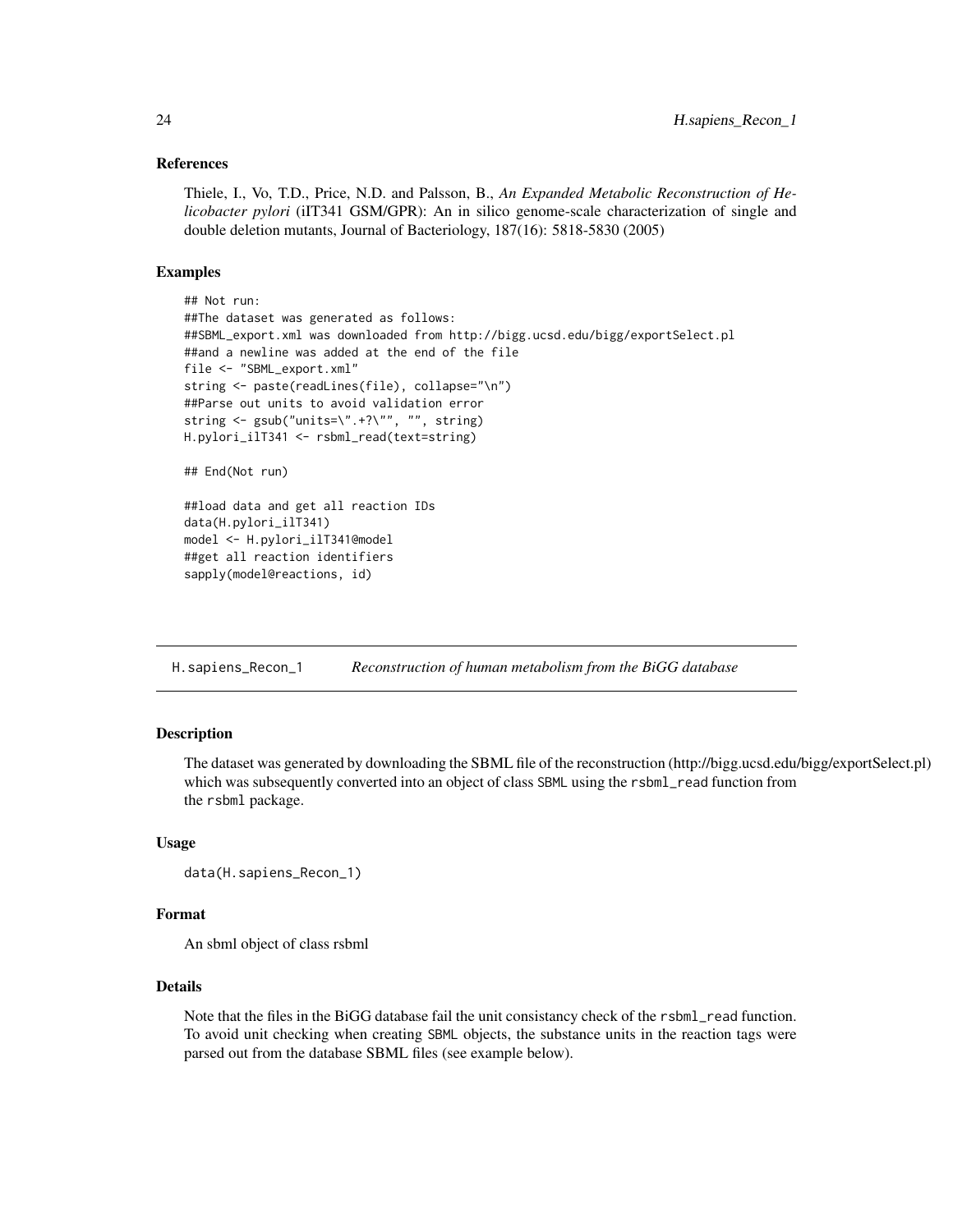### References

Thiele, I., Vo, T.D., Price, N.D. and Palsson, B., *An Expanded Metabolic Reconstruction of Helicobacter pylori* (iIT341 GSM/GPR): An in silico genome-scale characterization of single and double deletion mutants, Journal of Bacteriology, 187(16): 5818-5830 (2005)

### Examples

```
## Not run:
##The dataset was generated as follows:
##SBML_export.xml was downloaded from http://bigg.ucsd.edu/bigg/exportSelect.pl
##and a newline was added at the end of the file
file <- "SBML_export.xml"
string <- paste(readLines(file), collapse="\n")
##Parse out units to avoid validation error
string <- gsub("units=\".+?\"", "", string)
H.pylori_ilT341 <- rsbml_read(text=string)

## End(Not run)

##load data and get all reaction IDs
data(H.pylori_ilT341)
model <- H.pylori_ilT341@model
##get all reaction identifiers
sapply(model@reactions, id)
```

---

## H.sapiens_Recon_1 — *Reconstruction of human metabolism from the BiGG database*

### Description

The dataset was generated by downloading the SBML file of the reconstruction (http://bigg.ucsd.edu/bigg/exportSelect.pl) which was subsequently converted into an object of class SBML using the rsbml_read function from the rsbml package.

### Usage

```
data(H.sapiens_Recon_1)
```

### Format

An sbml object of class rsbml

### Details

Note that the files in the BiGG database fail the unit consistancy check of the rsbml_read function. To avoid unit checking when creating SBML objects, the substance units in the reaction tags were parsed out from the database SBML files (see example below).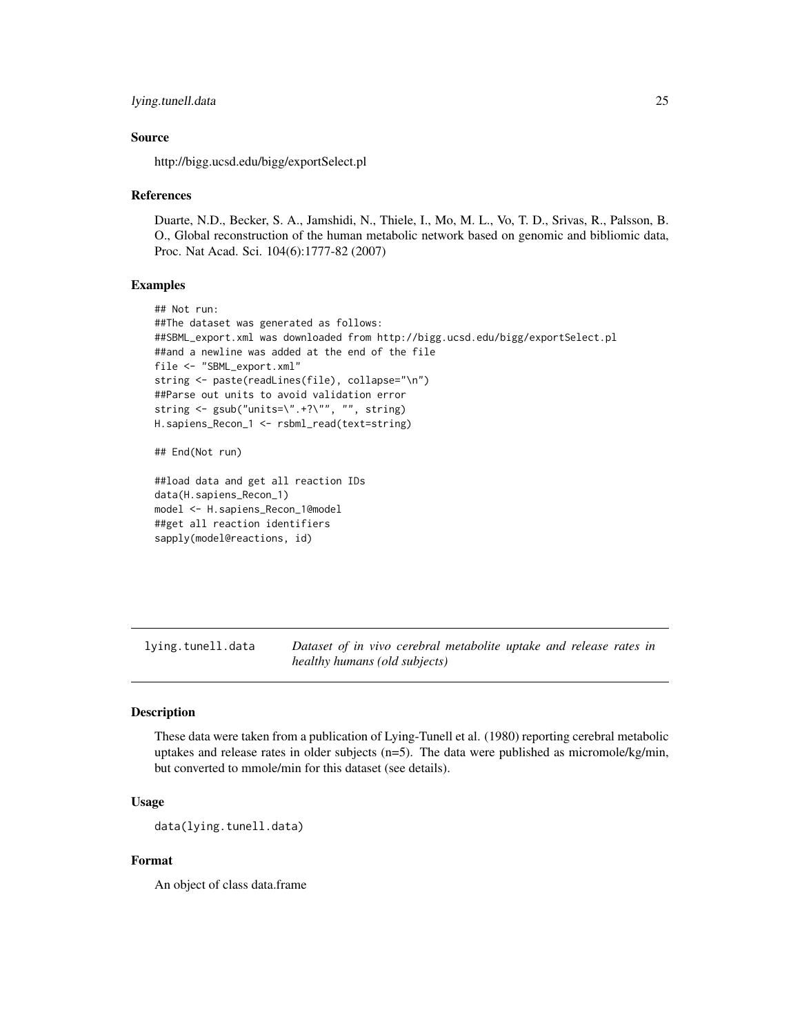### Source

http://bigg.ucsd.edu/bigg/exportSelect.pl

### References

Duarte, N.D., Becker, S. A., Jamshidi, N., Thiele, I., Mo, M. L., Vo, T. D., Srivas, R., Palsson, B. O., Global reconstruction of the human metabolic network based on genomic and bibliomic data, Proc. Nat Acad. Sci. 104(6):1777-82 (2007)

### Examples

```
## Not run:
##The dataset was generated as follows:
##SBML_export.xml was downloaded from http://bigg.ucsd.edu/bigg/exportSelect.pl
##and a newline was added at the end of the file
file <- "SBML_export.xml"
string <- paste(readLines(file), collapse="\n")
##Parse out units to avoid validation error
string <- gsub("units=\".+?\"", "", string)
H.sapiens_Recon_1 <- rsbml_read(text=string)

## End(Not run)

##load data and get all reaction IDs
data(H.sapiens_Recon_1)
model <- H.sapiens_Recon_1@model
##get all reaction identifiers
sapply(model@reactions, id)
```

---

## lying.tunell.data — *Dataset of in vivo cerebral metabolite uptake and release rates in healthy humans (old subjects)*

### Description

These data were taken from a publication of Lying-Tunell et al. (1980) reporting cerebral metabolic uptakes and release rates in older subjects (n=5). The data were published as micromole/kg/min, but converted to mmole/min for this dataset (see details).

### Usage

```
data(lying.tunell.data)
```

### Format

An object of class data.frame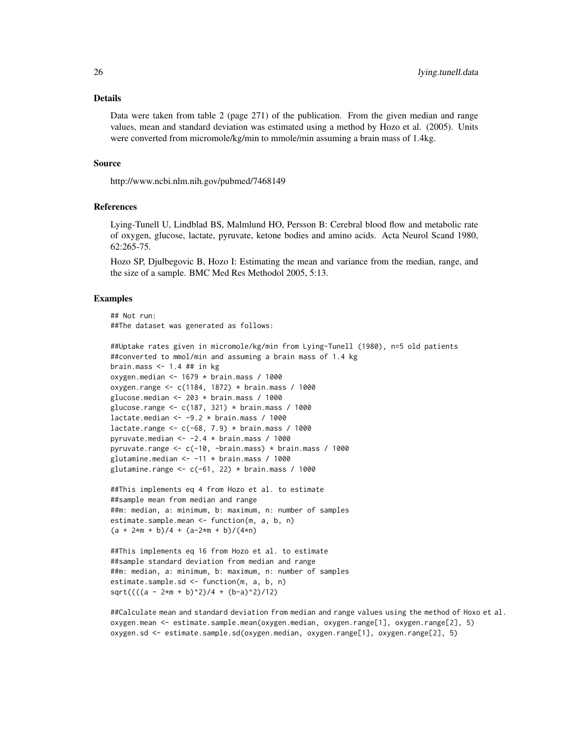### Details

Data were taken from table 2 (page 271) of the publication. From the given median and range values, mean and standard deviation was estimated using a method by Hozo et al. (2005). Units were converted from micromole/kg/min to mmole/min assuming a brain mass of 1.4kg.

### Source

http://www.ncbi.nlm.nih.gov/pubmed/7468149

### References

Lying-Tunell U, Lindblad BS, Malmlund HO, Persson B: Cerebral blood flow and metabolic rate of oxygen, glucose, lactate, pyruvate, ketone bodies and amino acids. Acta Neurol Scand 1980, 62:265-75.

Hozo SP, Djulbegovic B, Hozo I: Estimating the mean and variance from the median, range, and the size of a sample. BMC Med Res Methodol 2005, 5:13.

### Examples

```
## Not run:
##The dataset was generated as follows:

##Uptake rates given in micromole/kg/min from Lying-Tunell (1980), n=5 old patients
##converted to mmol/min and assuming a brain mass of 1.4 kg
brain.mass <- 1.4 ## in kg
oxygen.median <- 1679 * brain.mass / 1000
oxygen.range <- c(1184, 1872) * brain.mass / 1000
glucose.median <- 203 * brain.mass / 1000
glucose.range <- c(187, 321) * brain.mass / 1000
lactate.median <- -9.2 * brain.mass / 1000
lactate.range <- c(-68, 7.9) * brain.mass / 1000
pyruvate.median <- -2.4 * brain.mass / 1000
pyruvate.range <- c(-10, -brain.mass) * brain.mass / 1000
glutamine.median <- -11 * brain.mass / 1000
glutamine.range <- c(-61, 22) * brain.mass / 1000

##This implements eq 4 from Hozo et al. to estimate
##sample mean from median and range
##m: median, a: minimum, b: maximum, n: number of samples
estimate.sample.mean <- function(m, a, b, n)
(a + 2*m + b)/4 + (a-2*m + b)/(4*n)

##This implements eq 16 from Hozo et al. to estimate
##sample standard deviation from median and range
##m: median, a: minimum, b: maximum, n: number of samples
estimate.sample.sd <- function(m, a, b, n)
sqrt((((a - 2*m + b)^2)/4 + (b-a)^2)/12)

##Calculate mean and standard deviation from median and range values using the method of Hoxo et al.
oxygen.mean <- estimate.sample.mean(oxygen.median, oxygen.range[1], oxygen.range[2], 5)
oxygen.sd <- estimate.sample.sd(oxygen.median, oxygen.range[1], oxygen.range[2], 5)
```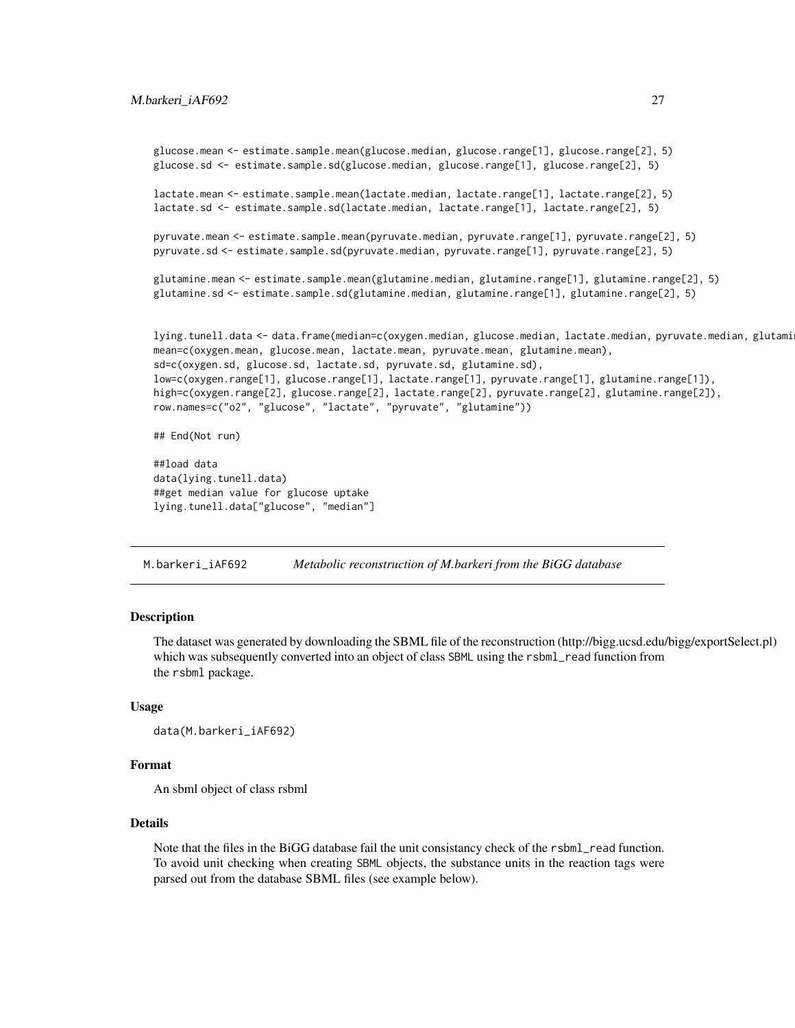```
glucose.mean <- estimate.sample.mean(glucose.median, glucose.range[1], glucose.range[2], 5)
glucose.sd <- estimate.sample.sd(glucose.median, glucose.range[1], glucose.range[2], 5)

lactate.mean <- estimate.sample.mean(lactate.median, lactate.range[1], lactate.range[2], 5)
lactate.sd <- estimate.sample.sd(lactate.median, lactate.range[1], lactate.range[2], 5)

pyruvate.mean <- estimate.sample.mean(pyruvate.median, pyruvate.range[1], pyruvate.range[2], 5)
pyruvate.sd <- estimate.sample.sd(pyruvate.median, pyruvate.range[1], pyruvate.range[2], 5)

glutamine.mean <- estimate.sample.mean(glutamine.median, glutamine.range[1], glutamine.range[2], 5)
glutamine.sd <- estimate.sample.sd(glutamine.median, glutamine.range[1], glutamine.range[2], 5)


lying.tunell.data <- data.frame(median=c(oxygen.median, glucose.median, lactate.median, pyruvate.median, glutami
mean=c(oxygen.mean, glucose.mean, lactate.mean, pyruvate.mean, glutamine.mean),
sd=c(oxygen.sd, glucose.sd, lactate.sd, pyruvate.sd, glutamine.sd),
low=c(oxygen.range[1], glucose.range[1], lactate.range[1], pyruvate.range[1], glutamine.range[1]),
high=c(oxygen.range[2], glucose.range[2], lactate.range[2], pyruvate.range[2], glutamine.range[2]),
row.names=c("o2", "glucose", "lactate", "pyruvate", "glutamine"))

## End(Not run)

##load data
data(lying.tunell.data)
##get median value for glucose uptake
lying.tunell.data["glucose", "median"]
```

## M.barkeri_iAF692 — *Metabolic reconstruction of M.barkeri from the BiGG database*

### Description

The dataset was generated by downloading the SBML file of the reconstruction (http://bigg.ucsd.edu/bigg/exportSelect.pl) which was subsequently converted into an object of class SBML using the rsbml_read function from the rsbml package.

### Usage

```
data(M.barkeri_iAF692)
```

### Format

An sbml object of class rsbml

### Details

Note that the files in the BiGG database fail the unit consistancy check of the rsbml_read function. To avoid unit checking when creating SBML objects, the substance units in the reaction tags were parsed out from the database SBML files (see example below).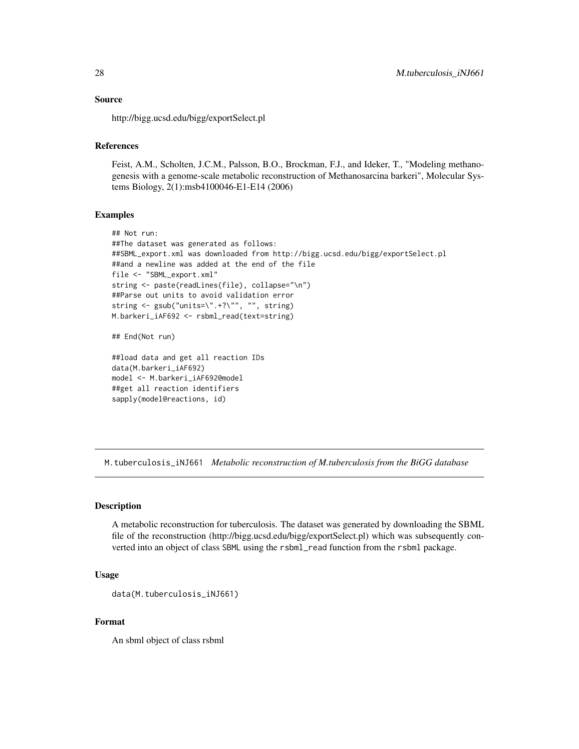### Source

http://bigg.ucsd.edu/bigg/exportSelect.pl

### References

Feist, A.M., Scholten, J.C.M., Palsson, B.O., Brockman, F.J., and Ideker, T., "Modeling methanogenesis with a genome-scale metabolic reconstruction of Methanosarcina barkeri", Molecular Systems Biology, 2(1):msb4100046-E1-E14 (2006)

### Examples

```
## Not run:
##The dataset was generated as follows:
##SBML_export.xml was downloaded from http://bigg.ucsd.edu/bigg/exportSelect.pl
##and a newline was added at the end of the file
file <- "SBML_export.xml"
string <- paste(readLines(file), collapse="\n")
##Parse out units to avoid validation error
string <- gsub("units=\".+?\"", "", string)
M.barkeri_iAF692 <- rsbml_read(text=string)

## End(Not run)

##load data and get all reaction IDs
data(M.barkeri_iAF692)
model <- M.barkeri_iAF692@model
##get all reaction identifiers
sapply(model@reactions, id)
```

---

## M.tuberculosis_iNJ661 *Metabolic reconstruction of M.tuberculosis from the BiGG database*

### Description

A metabolic reconstruction for tuberculosis. The dataset was generated by downloading the SBML file of the reconstruction (http://bigg.ucsd.edu/bigg/exportSelect.pl) which was subsequently converted into an object of class `SBML` using the `rsbml_read` function from the `rsbml` package.

### Usage

```
data(M.tuberculosis_iNJ661)
```

### Format

An sbml object of class rsbml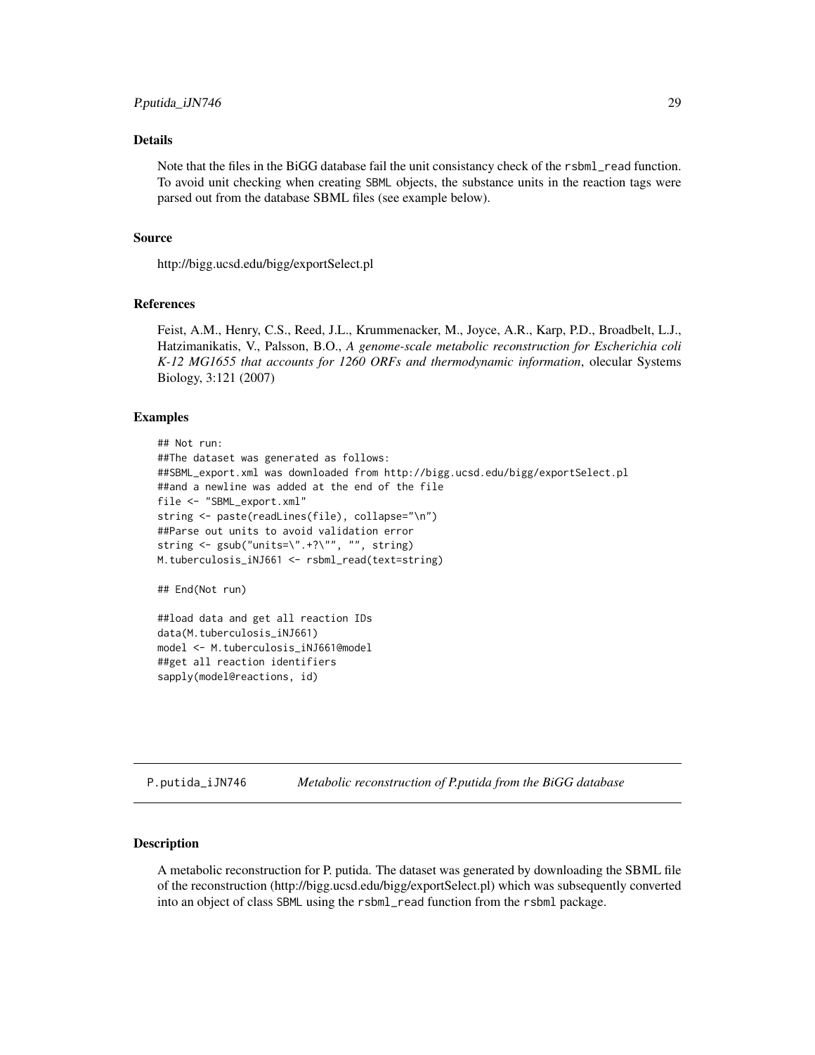### Details

Note that the files in the BiGG database fail the unit consistancy check of the rsbml_read function. To avoid unit checking when creating SBML objects, the substance units in the reaction tags were parsed out from the database SBML files (see example below).

### Source

http://bigg.ucsd.edu/bigg/exportSelect.pl

### References

Feist, A.M., Henry, C.S., Reed, J.L., Krummenacker, M., Joyce, A.R., Karp, P.D., Broadbelt, L.J., Hatzimanikatis, V., Palsson, B.O., *A genome-scale metabolic reconstruction for Escherichia coli K-12 MG1655 that accounts for 1260 ORFs and thermodynamic information*, olecular Systems Biology, 3:121 (2007)

### Examples

```
## Not run:
##The dataset was generated as follows:
##SBML_export.xml was downloaded from http://bigg.ucsd.edu/bigg/exportSelect.pl
##and a newline was added at the end of the file
file <- "SBML_export.xml"
string <- paste(readLines(file), collapse="\n")
##Parse out units to avoid validation error
string <- gsub("units=\".+?\"", "", string)
M.tuberculosis_iNJ661 <- rsbml_read(text=string)

## End(Not run)

##load data and get all reaction IDs
data(M.tuberculosis_iNJ661)
model <- M.tuberculosis_iNJ661@model
##get all reaction identifiers
sapply(model@reactions, id)
```

---

## P.putida_iJN746 *Metabolic reconstruction of P.putida from the BiGG database*

### Description

A metabolic reconstruction for P. putida. The dataset was generated by downloading the SBML file of the reconstruction (http://bigg.ucsd.edu/bigg/exportSelect.pl) which was subsequently converted into an object of class SBML using the rsbml_read function from the rsbml package.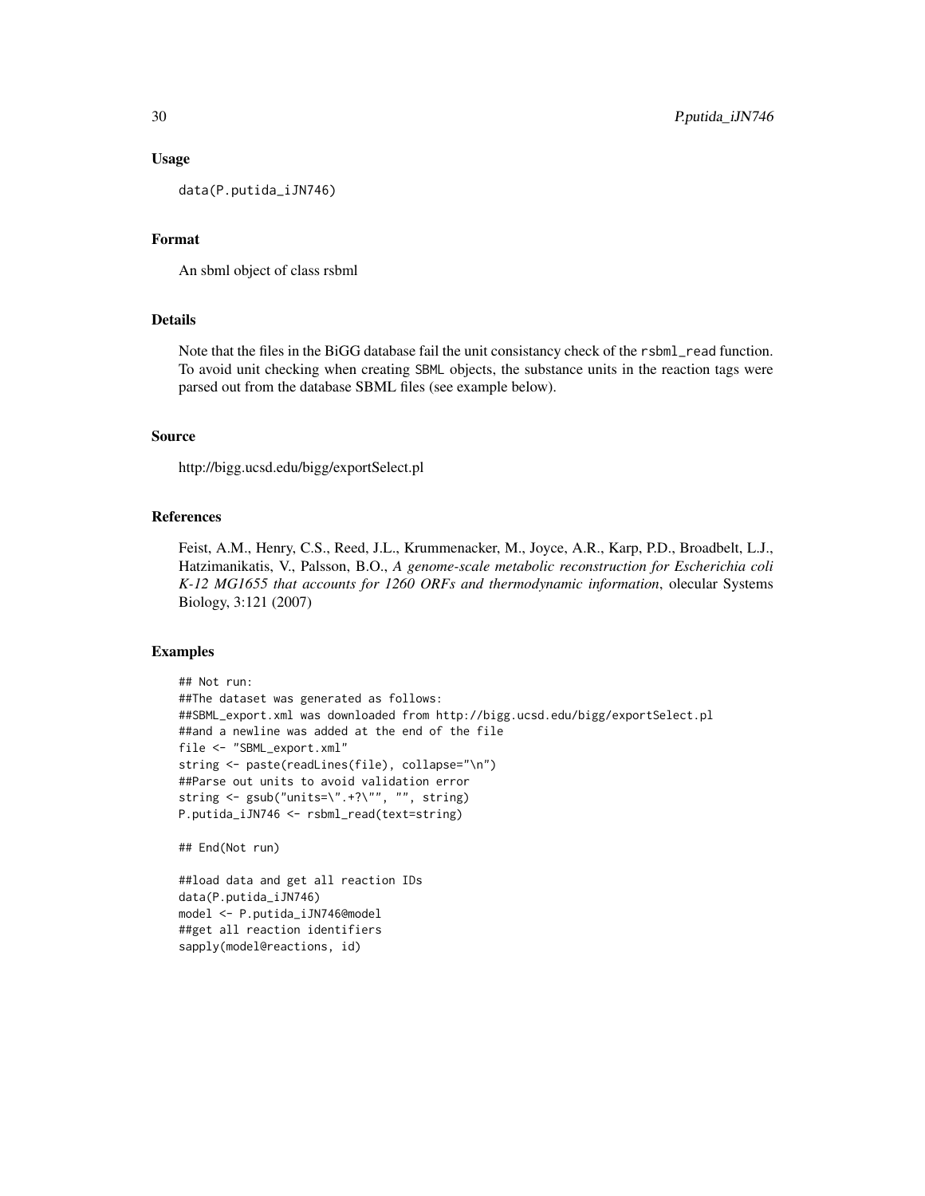## Usage

```
data(P.putida_iJN746)
```

## Format

An sbml object of class rsbml

## Details

Note that the files in the BiGG database fail the unit consistancy check of the rsbml_read function. To avoid unit checking when creating SBML objects, the substance units in the reaction tags were parsed out from the database SBML files (see example below).

## Source

http://bigg.ucsd.edu/bigg/exportSelect.pl

## References

Feist, A.M., Henry, C.S., Reed, J.L., Krummenacker, M., Joyce, A.R., Karp, P.D., Broadbelt, L.J., Hatzimanikatis, V., Palsson, B.O., *A genome-scale metabolic reconstruction for Escherichia coli K-12 MG1655 that accounts for 1260 ORFs and thermodynamic information*, olecular Systems Biology, 3:121 (2007)

## Examples

```
## Not run:
##The dataset was generated as follows:
##SBML_export.xml was downloaded from http://bigg.ucsd.edu/bigg/exportSelect.pl
##and a newline was added at the end of the file
file <- "SBML_export.xml"
string <- paste(readLines(file), collapse="\n")
##Parse out units to avoid validation error
string <- gsub("units=\".+?\"", "", string)
P.putida_iJN746 <- rsbml_read(text=string)

## End(Not run)

##load data and get all reaction IDs
data(P.putida_iJN746)
model <- P.putida_iJN746@model
##get all reaction identifiers
sapply(model@reactions, id)
```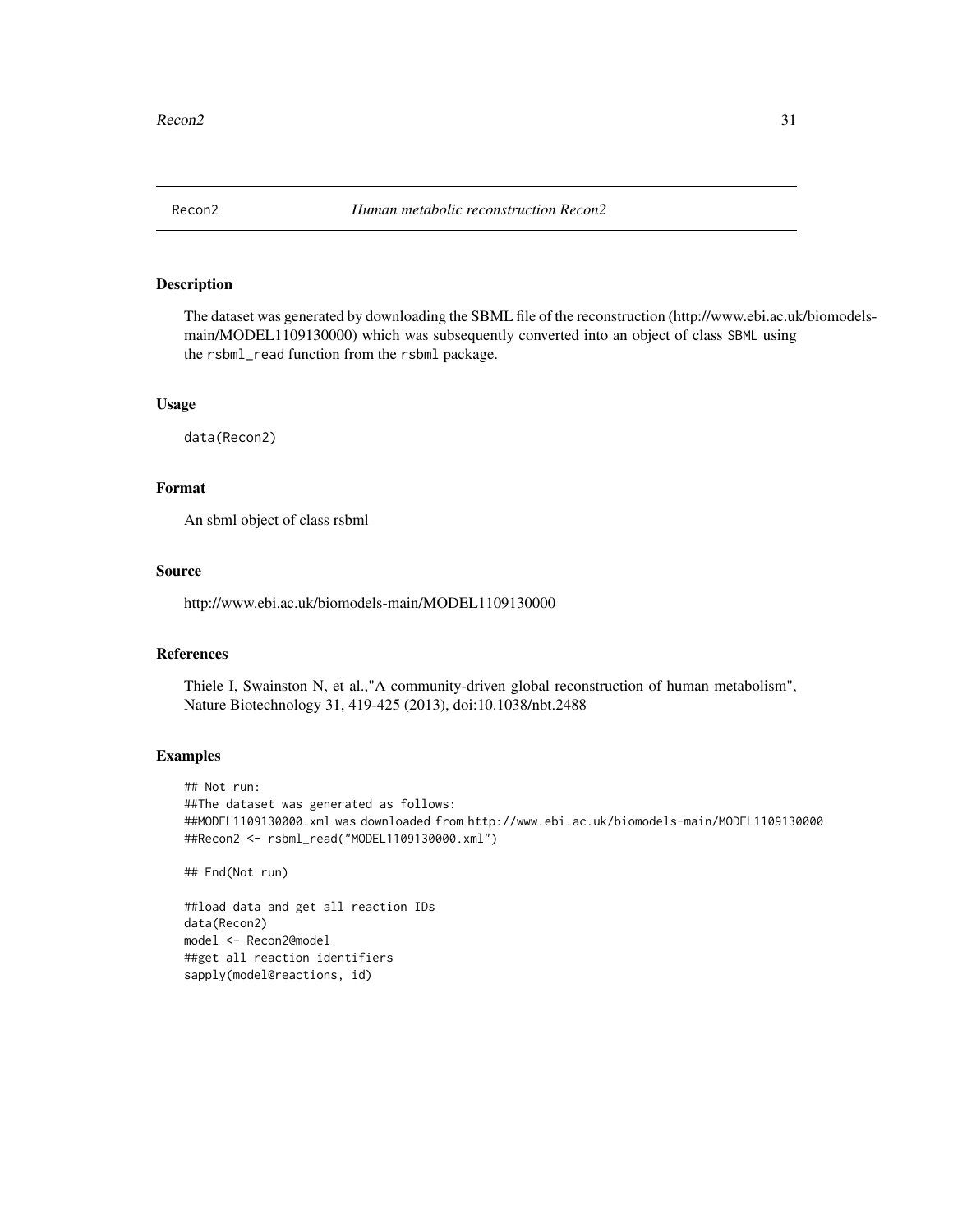Recon2 *Human metabolic reconstruction Recon2*

## Description

The dataset was generated by downloading the SBML file of the reconstruction (http://www.ebi.ac.uk/biomodels-main/MODEL1109130000) which was subsequently converted into an object of class `SBML` using the `rsbml_read` function from the `rsbml` package.

## Usage

```
data(Recon2)
```

## Format

An sbml object of class rsbml

## Source

http://www.ebi.ac.uk/biomodels-main/MODEL1109130000

## References

Thiele I, Swainston N, et al.,"A community-driven global reconstruction of human metabolism", Nature Biotechnology 31, 419-425 (2013), doi:10.1038/nbt.2488

## Examples

```
## Not run:
##The dataset was generated as follows:
##MODEL1109130000.xml was downloaded from http://www.ebi.ac.uk/biomodels-main/MODEL1109130000
##Recon2 <- rsbml_read("MODEL1109130000.xml")

## End(Not run)

##load data and get all reaction IDs
data(Recon2)
model <- Recon2@model
##get all reaction identifiers
sapply(model@reactions, id)
```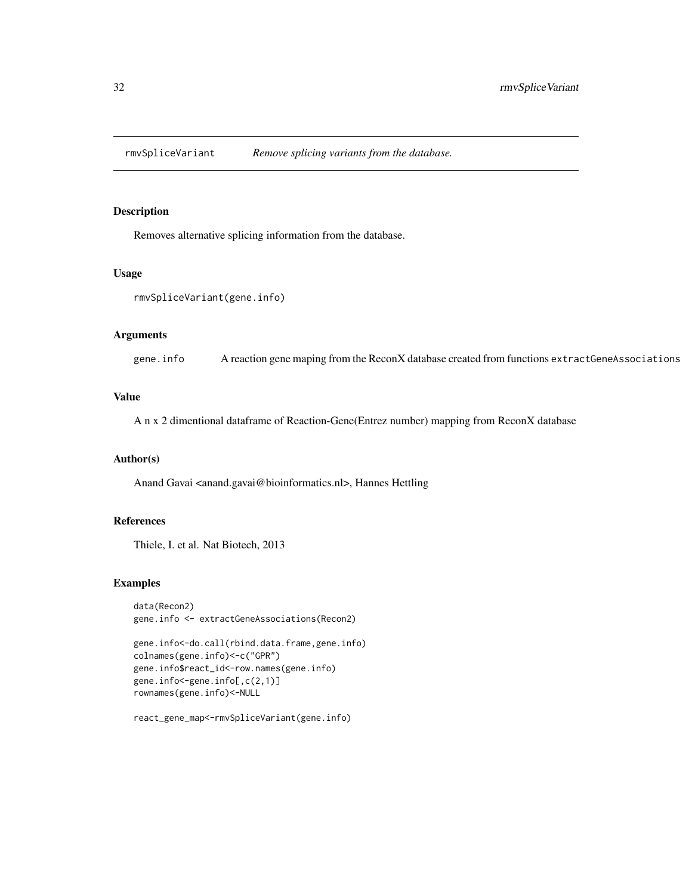## rmvSpliceVariant *Remove splicing variants from the database.*

### Description

Removes alternative splicing information from the database.

### Usage

```
rmvSpliceVariant(gene.info)
```

### Arguments

`gene.info` A reaction gene maping from the ReconX database created from functions `extractGeneAssociations`

### Value

A n x 2 dimentional dataframe of Reaction-Gene(Entrez number) mapping from ReconX database

### Author(s)

Anand Gavai <anand.gavai@bioinformatics.nl>, Hannes Hettling

### References

Thiele, I. et al. Nat Biotech, 2013

### Examples

```
data(Recon2)
gene.info <- extractGeneAssociations(Recon2)

gene.info<-do.call(rbind.data.frame,gene.info)
colnames(gene.info)<-c("GPR")
gene.info$react_id<-row.names(gene.info)
gene.info<-gene.info[,c(2,1)]
rownames(gene.info)<-NULL

react_gene_map<-rmvSpliceVariant(gene.info)
```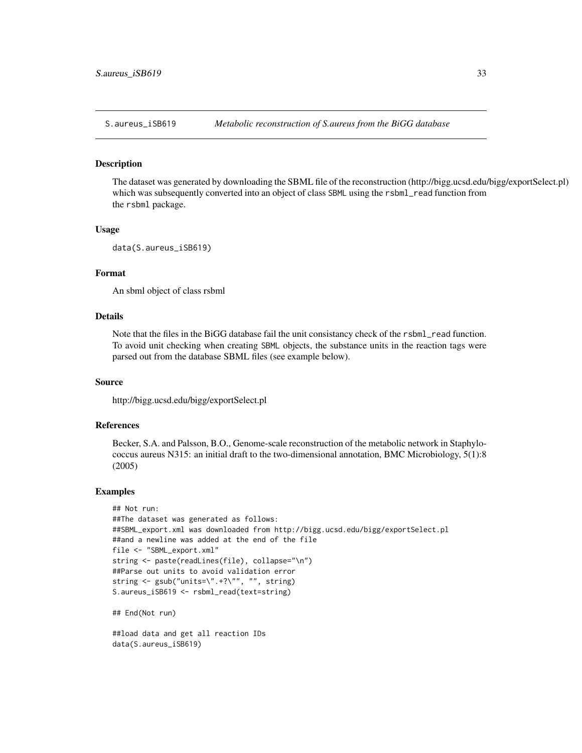## S.aureus_iSB619 — *Metabolic reconstruction of S.aureus from the BiGG database*

### Description

The dataset was generated by downloading the SBML file of the reconstruction (http://bigg.ucsd.edu/bigg/exportSelect.pl) which was subsequently converted into an object of class `SBML` using the `rsbml_read` function from the `rsbml` package.

### Usage

```
data(S.aureus_iSB619)
```

### Format

An sbml object of class rsbml

### Details

Note that the files in the BiGG database fail the unit consistancy check of the `rsbml_read` function. To avoid unit checking when creating `SBML` objects, the substance units in the reaction tags were parsed out from the database SBML files (see example below).

### Source

http://bigg.ucsd.edu/bigg/exportSelect.pl

### References

Becker, S.A. and Palsson, B.O., Genome-scale reconstruction of the metabolic network in Staphylococcus aureus N315: an initial draft to the two-dimensional annotation, BMC Microbiology, 5(1):8 (2005)

### Examples

```
## Not run:
##The dataset was generated as follows:
##SBML_export.xml was downloaded from http://bigg.ucsd.edu/bigg/exportSelect.pl
##and a newline was added at the end of the file
file <- "SBML_export.xml"
string <- paste(readLines(file), collapse="\n")
##Parse out units to avoid validation error
string <- gsub("units=\".+?\"", "", string)
S.aureus_iSB619 <- rsbml_read(text=string)

## End(Not run)

##load data and get all reaction IDs
data(S.aureus_iSB619)
```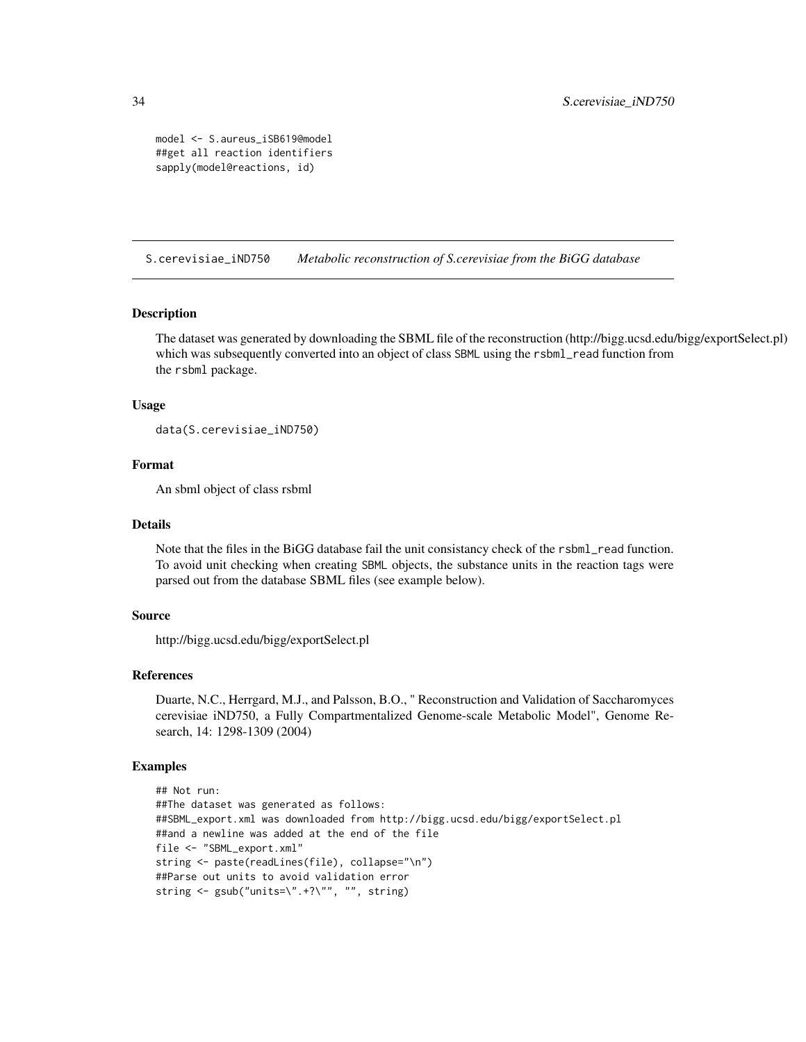```
model <- S.aureus_iSB619@model
##get all reaction identifiers
sapply(model@reactions, id)
```

## S.cerevisiae_iND750 — *Metabolic reconstruction of S.cerevisiae from the BiGG database*

### Description

The dataset was generated by downloading the SBML file of the reconstruction (http://bigg.ucsd.edu/bigg/exportSelect.pl) which was subsequently converted into an object of class SBML using the rsbml_read function from the rsbml package.

### Usage

```
data(S.cerevisiae_iND750)
```

### Format

An sbml object of class rsbml

### Details

Note that the files in the BiGG database fail the unit consistancy check of the rsbml_read function. To avoid unit checking when creating SBML objects, the substance units in the reaction tags were parsed out from the database SBML files (see example below).

### Source

http://bigg.ucsd.edu/bigg/exportSelect.pl

### References

Duarte, N.C., Herrgard, M.J., and Palsson, B.O., " Reconstruction and Validation of Saccharomyces cerevisiae iND750, a Fully Compartmentalized Genome-scale Metabolic Model", Genome Research, 14: 1298-1309 (2004)

### Examples

```
## Not run:
##The dataset was generated as follows:
##SBML_export.xml was downloaded from http://bigg.ucsd.edu/bigg/exportSelect.pl
##and a newline was added at the end of the file
file <- "SBML_export.xml"
string <- paste(readLines(file), collapse="\n")
##Parse out units to avoid validation error
string <- gsub("units=\".+?\"", "", string)
```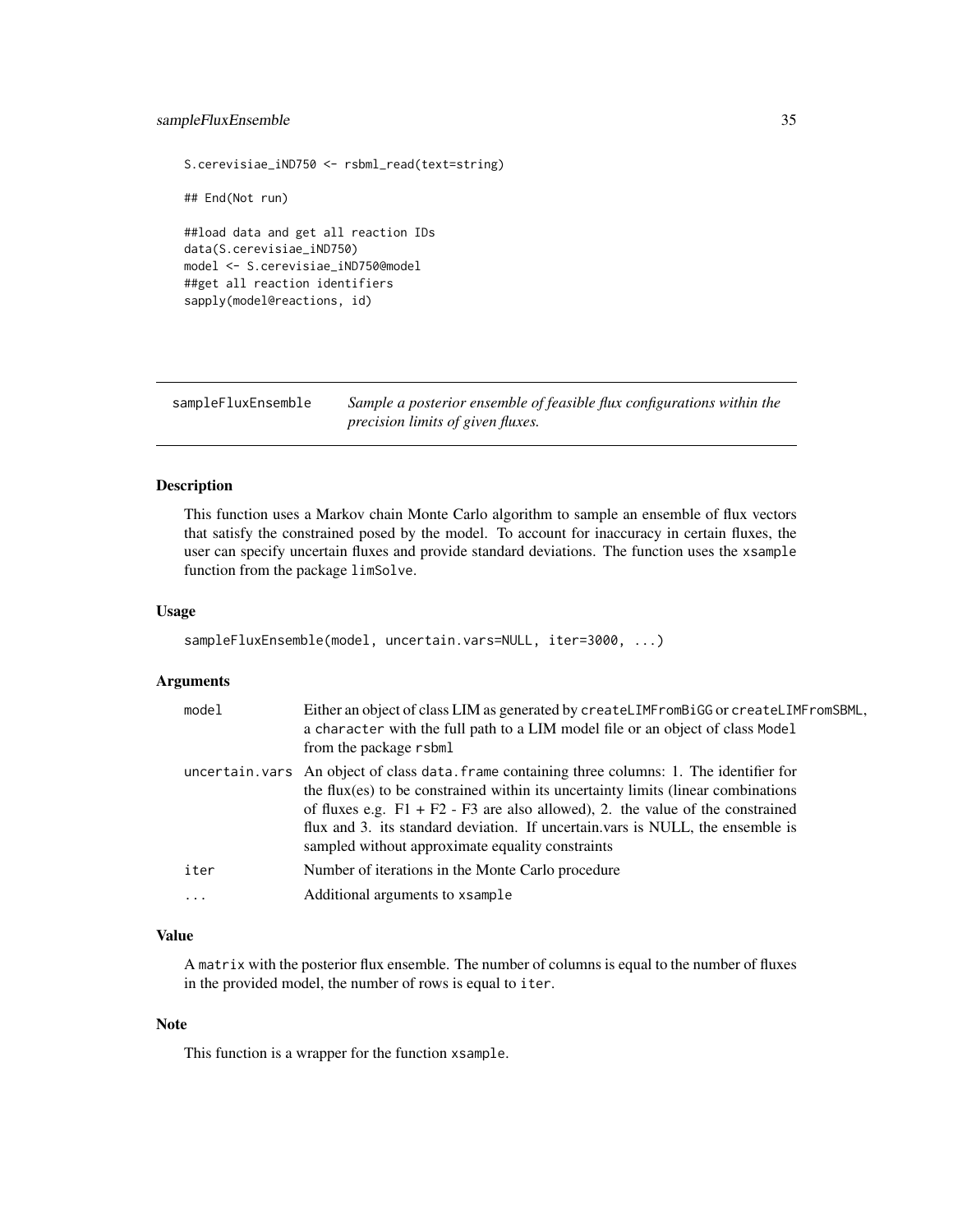```
S.cerevisiae_iND750 <- rsbml_read(text=string)

## End(Not run)

##load data and get all reaction IDs
data(S.cerevisiae_iND750)
model <- S.cerevisiae_iND750@model
##get all reaction identifiers
sapply(model@reactions, id)
```

---

## sampleFluxEnsemble — *Sample a posterior ensemble of feasible flux configurations within the precision limits of given fluxes.*

---

### Description

This function uses a Markov chain Monte Carlo algorithm to sample an ensemble of flux vectors that satisfy the constrained posed by the model. To account for inaccuracy in certain fluxes, the user can specify uncertain fluxes and provide standard deviations. The function uses the `xsample` function from the package `limSolve`.

### Usage

```
sampleFluxEnsemble(model, uncertain.vars=NULL, iter=3000, ...)
```

### Arguments

| | |
|---|---|
| `model` | Either an object of class LIM as generated by `createLIMFromBiGG` or `createLIMFromSBML`, a `character` with the full path to a LIM model file or an object of class `Model` from the package `rsbml` |
| `uncertain.vars` | An object of class `data.frame` containing three columns: 1. The identifier for the flux(es) to be constrained within its uncertainty limits (linear combinations of fluxes e.g. F1 + F2 - F3 are also allowed), 2. the value of the constrained flux and 3. its standard deviation. If uncertain.vars is NULL, the ensemble is sampled without approximate equality constraints |
| `iter` | Number of iterations in the Monte Carlo procedure |
| `...` | Additional arguments to `xsample` |

### Value

A `matrix` with the posterior flux ensemble. The number of columns is equal to the number of fluxes in the provided model, the number of rows is equal to `iter`.

### Note

This function is a wrapper for the function `xsample`.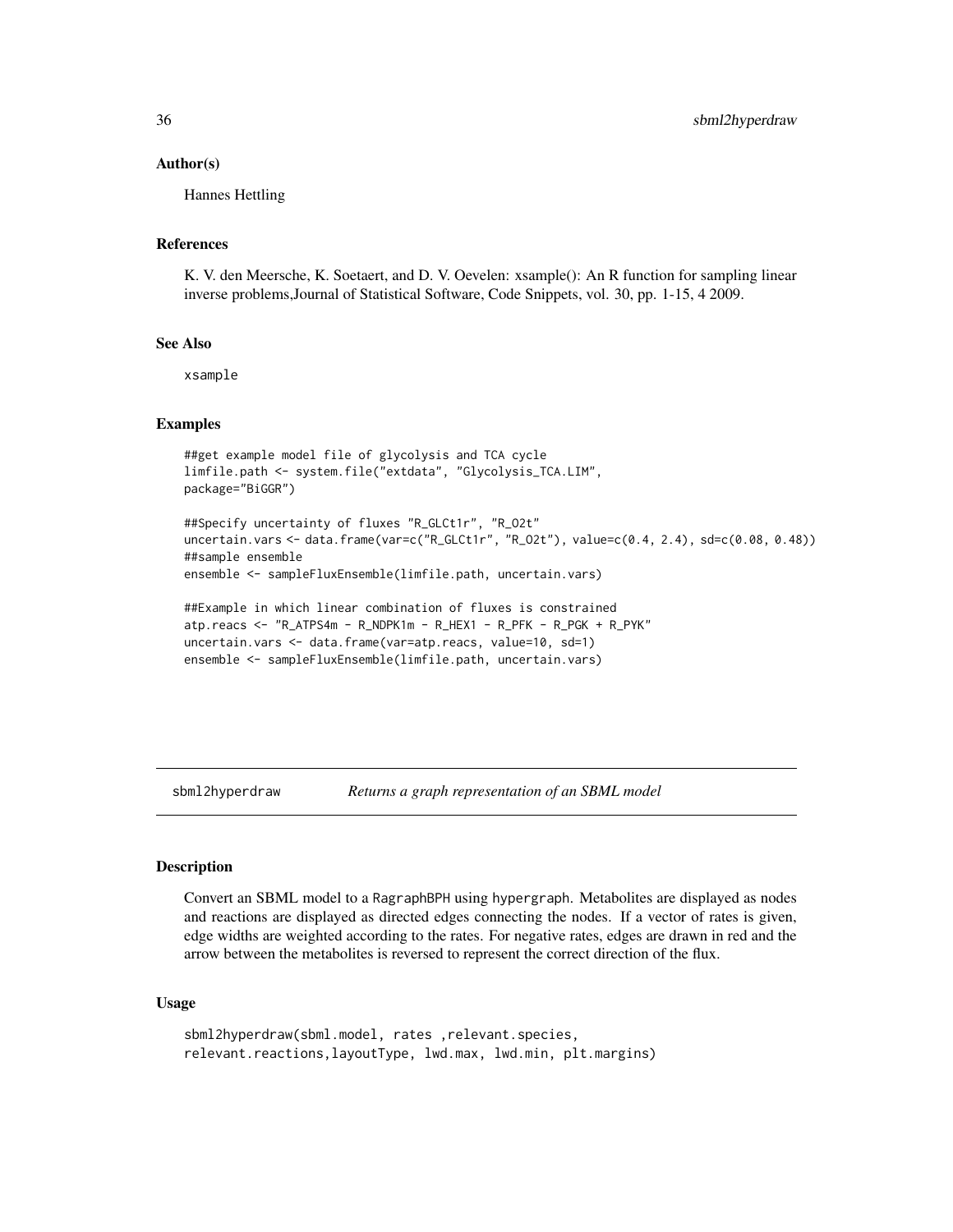### Author(s)

Hannes Hettling

### References

K. V. den Meersche, K. Soetaert, and D. V. Oevelen: xsample(): An R function for sampling linear inverse problems,Journal of Statistical Software, Code Snippets, vol. 30, pp. 1-15, 4 2009.

### See Also

`xsample`

### Examples

```
##get example model file of glycolysis and TCA cycle
limfile.path <- system.file("extdata", "Glycolysis_TCA.LIM",
package="BiGGR")

##Specify uncertainty of fluxes "R_GLCt1r", "R_O2t"
uncertain.vars <- data.frame(var=c("R_GLCt1r", "R_O2t"), value=c(0.4, 2.4), sd=c(0.08, 0.48))
##sample ensemble
ensemble <- sampleFluxEnsemble(limfile.path, uncertain.vars)

##Example in which linear combination of fluxes is constrained
atp.reacs <- "R_ATPS4m - R_NDPK1m - R_HEX1 - R_PFK - R_PGK + R_PYK"
uncertain.vars <- data.frame(var=atp.reacs, value=10, sd=1)
ensemble <- sampleFluxEnsemble(limfile.path, uncertain.vars)
```

---

## sbml2hyperdraw &nbsp;&nbsp;&nbsp; *Returns a graph representation of an SBML model*

### Description

Convert an SBML model to a `RagraphBPH` using `hypergraph`. Metabolites are displayed as nodes and reactions are displayed as directed edges connecting the nodes. If a vector of rates is given, edge widths are weighted according to the rates. For negative rates, edges are drawn in red and the arrow between the metabolites is reversed to represent the correct direction of the flux.

### Usage

```
sbml2hyperdraw(sbml.model, rates ,relevant.species,
relevant.reactions,layoutType, lwd.max, lwd.min, plt.margins)
```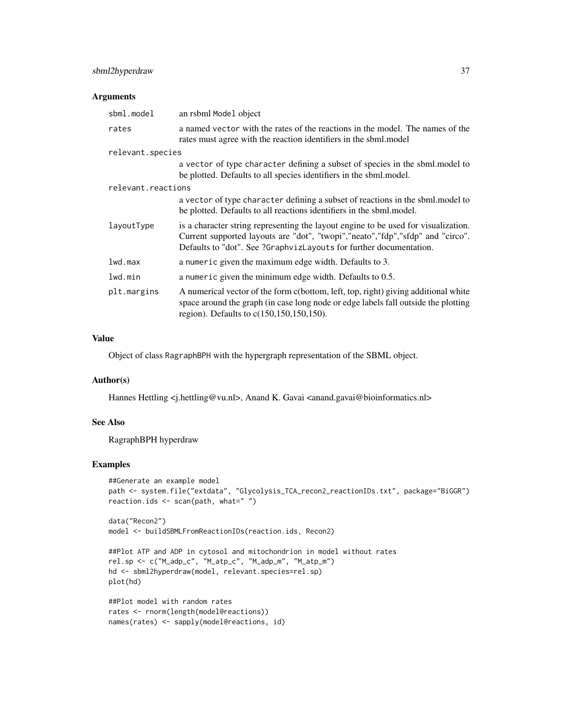## Arguments

| | |
|---|---|
| `sbml.model` | an rsbml `Model` object |
| `rates` | a named `vector` with the rates of the reactions in the model. The names of the rates must agree with the reaction identifiers in the sbml.model |
| `relevant.species` | a `vector` of type `character` defining a subset of species in the sbml.model to be plotted. Defaults to all species identifiers in the sbml.model. |
| `relevant.reactions` | a `vector` of type `character` defining a subset of reactions in the sbml.model to be plotted. Defaults to all reactions identifiers in the sbml.model. |
| `layoutType` | is a character string representing the layout engine to be used for visualization. Current supported layouts are "dot", "twopi","neato","fdp","sfdp" and "circo". Defaults to "dot". See `?GraphvizLayouts` for further documentation. |
| `lwd.max` | a `numeric` given the maximum edge width. Defaults to 3. |
| `lwd.min` | a `numeric` given the minimum edge width. Defaults to 0.5. |
| `plt.margins` | A numerical vector of the form c(bottom, left, top, right) giving additional white space around the graph (in case long node or edge labels fall outside the plotting region). Defaults to c(150,150,150,150). |

## Value

Object of class `RagraphBPH` with the hypergraph representation of the SBML object.

## Author(s)

Hannes Hettling <j.hettling@vu.nl>, Anand K. Gavai <anand.gavai@bioinformatics.nl>

## See Also

RagraphBPH hyperdraw

## Examples

```
##Generate an example model
path <- system.file("extdata", "Glycolysis_TCA_recon2_reactionIDs.txt", package="BiGGR")
reaction.ids <- scan(path, what=" ")

data("Recon2")
model <- buildSBMLFromReactionIDs(reaction.ids, Recon2)

##Plot ATP and ADP in cytosol and mitochondrion in model without rates
rel.sp <- c("M_adp_c", "M_atp_c", "M_adp_m", "M_atp_m")
hd <- sbml2hyperdraw(model, relevant.species=rel.sp)
plot(hd)

##Plot model with random rates
rates <- rnorm(length(model@reactions))
names(rates) <- sapply(model@reactions, id)
```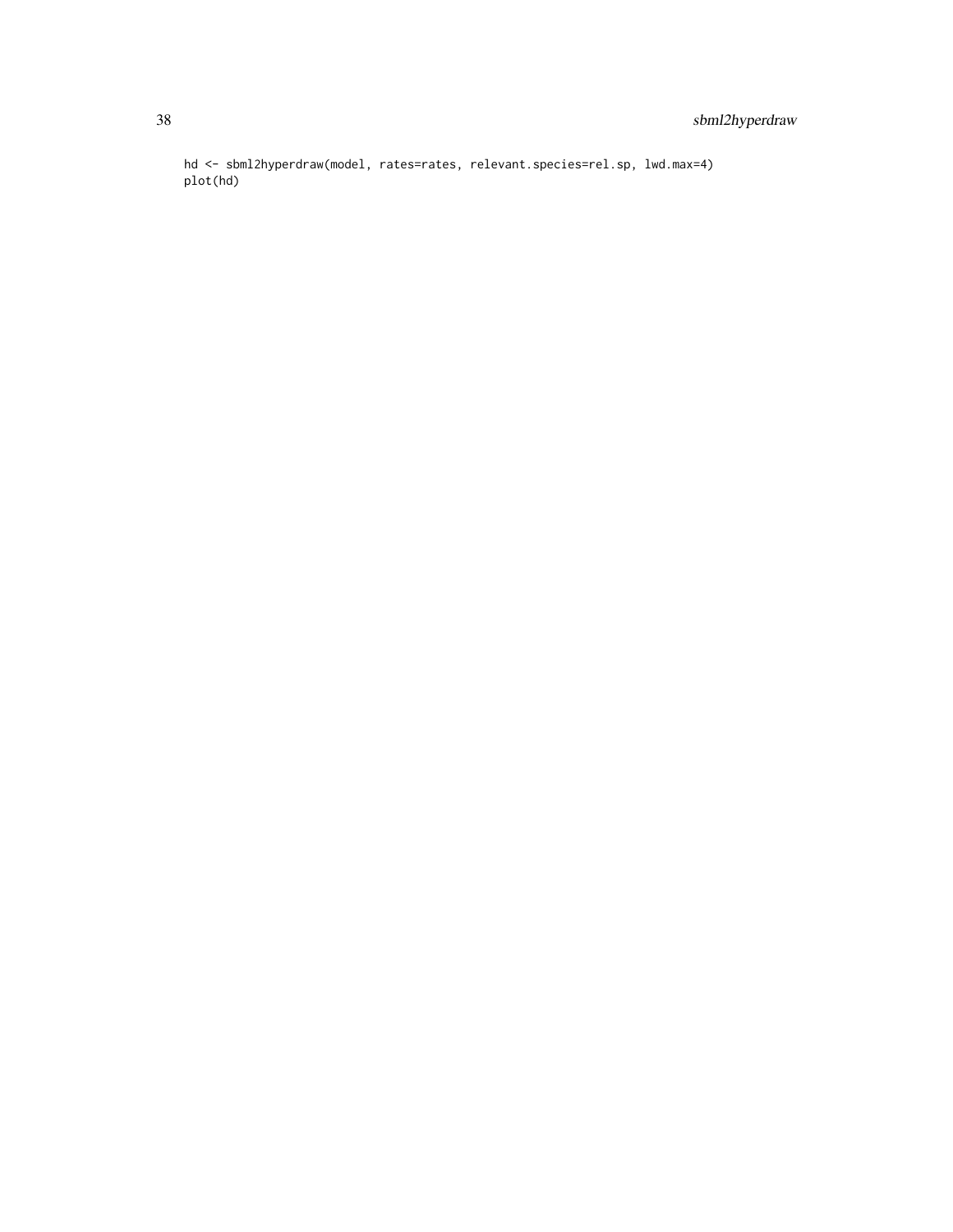```
hd <- sbml2hyperdraw(model, rates=rates, relevant.species=rel.sp, lwd.max=4)
plot(hd)
```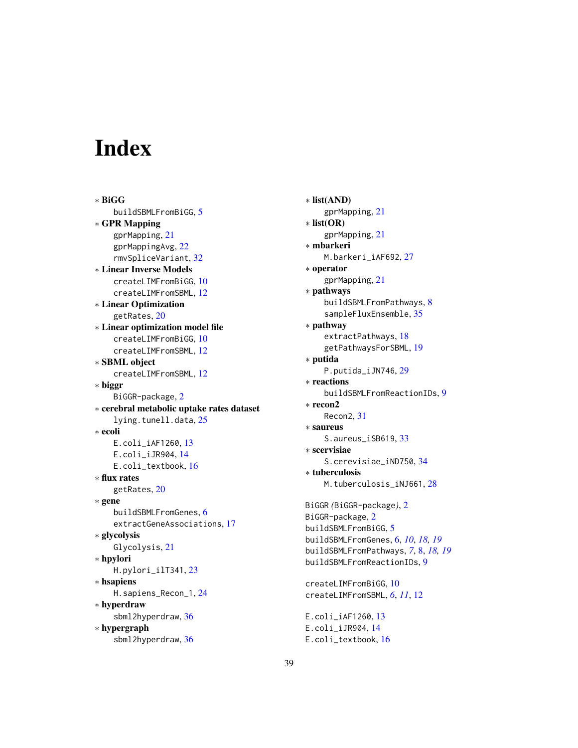# Index

∗ **BiGG**
    buildSBMLFromBiGG, 5
∗ **GPR Mapping**
    gprMapping, 21
    gprMappingAvg, 22
    rmvSpliceVariant, 32
∗ **Linear Inverse Models**
    createLIMFromBiGG, 10
    createLIMFromSBML, 12
∗ **Linear Optimization**
    getRates, 20
∗ **Linear optimization model file**
    createLIMFromBiGG, 10
    createLIMFromSBML, 12
∗ **SBML object**
    createLIMFromSBML, 12
∗ **biggr**
    BiGGR-package, 2
∗ **cerebral metabolic uptake rates dataset**
    lying.tunell.data, 25
∗ **ecoli**
    E.coli_iAF1260, 13
    E.coli_iJR904, 14
    E.coli_textbook, 16
∗ **flux rates**
    getRates, 20
∗ **gene**
    buildSBMLFromGenes, 6
    extractGeneAssociations, 17
∗ **glycolysis**
    Glycolysis, 21
∗ **hpylori**
    H.pylori_ilT341, 23
∗ **hsapiens**
    H.sapiens_Recon_1, 24
∗ **hyperdraw**
    sbml2hyperdraw, 36
∗ **hypergraph**
    sbml2hyperdraw, 36
∗ **list(AND)**
    gprMapping, 21
∗ **list(OR)**
    gprMapping, 21
∗ **mbarkeri**
    M.barkeri_iAF692, 27
∗ **operator**
    gprMapping, 21
∗ **pathways**
    buildSBMLFromPathways, 8
    sampleFluxEnsemble, 35
∗ **pathway**
    extractPathways, 18
    getPathwaysForSBML, 19
∗ **putida**
    P.putida_iJN746, 29
∗ **reactions**
    buildSBMLFromReactionIDs, 9
∗ **recon2**
    Recon2, 31
∗ **saureus**
    S.aureus_iSB619, 33
∗ **scervisiae**
    S.cerevisiae_iND750, 34
∗ **tuberculosis**
    M.tuberculosis_iNJ661, 28

BiGGR *(*BiGGR-package*)*, 2
BiGGR-package, 2
buildSBMLFromBiGG, 5
buildSBMLFromGenes, 6, *10*, *18, 19*
buildSBMLFromPathways, *7*, 8, *18, 19*
buildSBMLFromReactionIDs, 9

createLIMFromBiGG, 10
createLIMFromSBML, *6*, *11*, 12

E.coli_iAF1260, 13
E.coli_iJR904, 14
E.coli_textbook, 16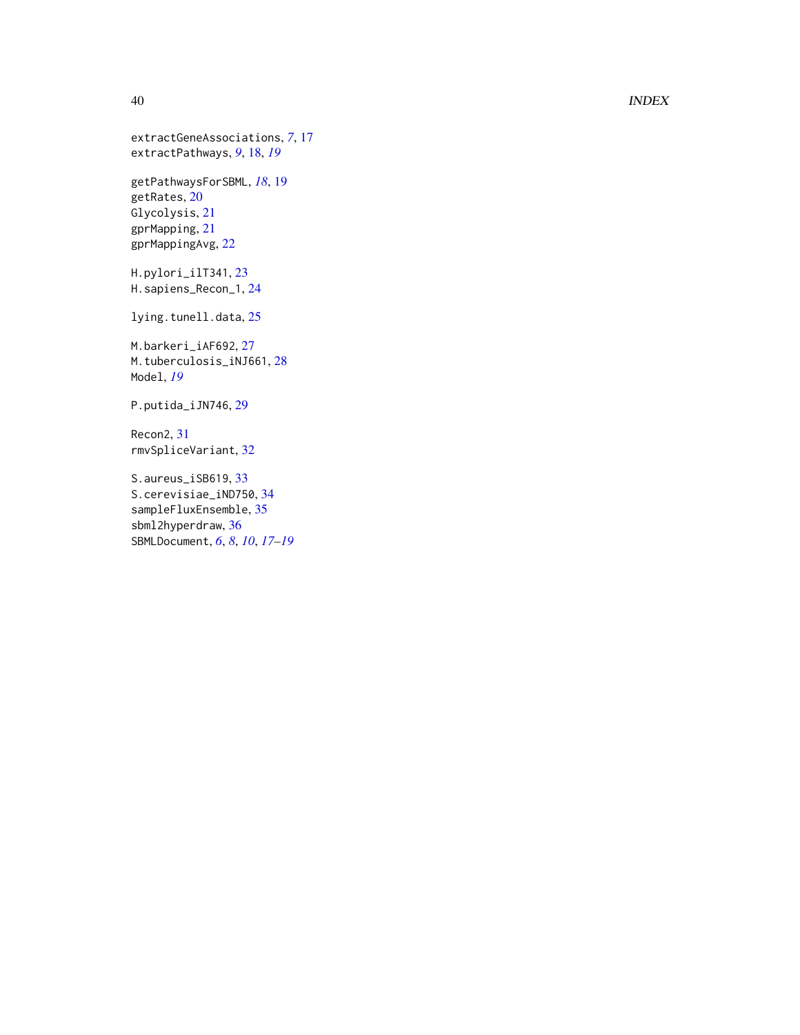extractGeneAssociations, *7*, 17
extractPathways, *9*, 18, *19*

getPathwaysForSBML, *18*, 19
getRates, 20
Glycolysis, 21
gprMapping, 21
gprMappingAvg, 22

H.pylori_ilT341, 23
H.sapiens_Recon_1, 24

lying.tunell.data, 25

M.barkeri_iAF692, 27
M.tuberculosis_iNJ661, 28
Model, *19*

P.putida_iJN746, 29

Recon2, 31
rmvSpliceVariant, 32

S.aureus_iSB619, 33
S.cerevisiae_iND750, 34
sampleFluxEnsemble, 35
sbml2hyperdraw, 36
SBMLDocument, *6*, *8*, *10*, *17–19*